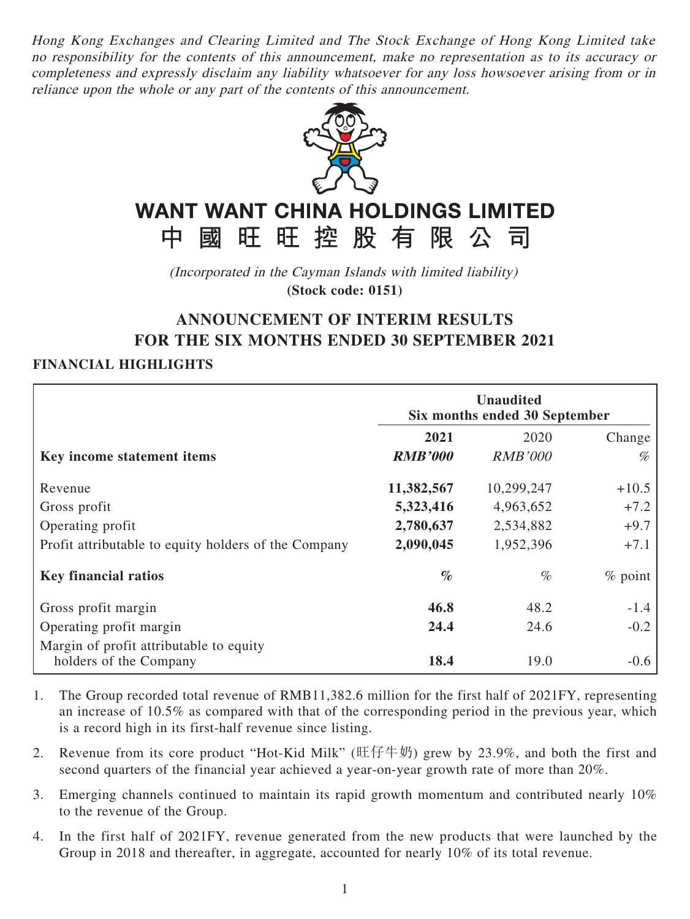*Hong Kong Exchanges and Clearing Limited and The Stock Exchange of Hong Kong Limited take no responsibility for the contents of this announcement, make no representation as to its accuracy or completeness and expressly disclaim any liability whatsoever for any loss howsoever arising from or in reliance upon the whole or any part of the contents of this announcement.*

# WANT WANT CHINA HOLDINGS LIMITED
# 中 國 旺 旺 控 股 有 限 公 司

*(Incorporated in the Cayman Islands with limited liability)*
**(Stock code: 0151)**

## ANNOUNCEMENT OF INTERIM RESULTS FOR THE SIX MONTHS ENDED 30 SEPTEMBER 2021

### FINANCIAL HIGHLIGHTS

| | Unaudited Six months ended 30 September | | |
|---|---|---|---|
| | **2021** | 2020 | Change |
| **Key income statement items** | ***RMB'000*** | *RMB'000* | *%* |
| Revenue | **11,382,567** | 10,299,247 | +10.5 |
| Gross profit | **5,323,416** | 4,963,652 | +7.2 |
| Operating profit | **2,780,637** | 2,534,882 | +9.7 |
| Profit attributable to equity holders of the Company | **2,090,045** | 1,952,396 | +7.1 |
| **Key financial ratios** | ***%*** | *%* | *% point* |
| Gross profit margin | **46.8** | 48.2 | -1.4 |
| Operating profit margin | **24.4** | 24.6 | -0.2 |
| Margin of profit attributable to equity holders of the Company | **18.4** | 19.0 | -0.6 |

1. The Group recorded total revenue of RMB11,382.6 million for the first half of 2021FY, representing an increase of 10.5% as compared with that of the corresponding period in the previous year, which is a record high in its first-half revenue since listing.
2. Revenue from its core product "Hot-Kid Milk" (旺仔牛奶) grew by 23.9%, and both the first and second quarters of the financial year achieved a year-on-year growth rate of more than 20%.
3. Emerging channels continued to maintain its rapid growth momentum and contributed nearly 10% to the revenue of the Group.
4. In the first half of 2021FY, revenue generated from the new products that were launched by the Group in 2018 and thereafter, in aggregate, accounted for nearly 10% of its total revenue.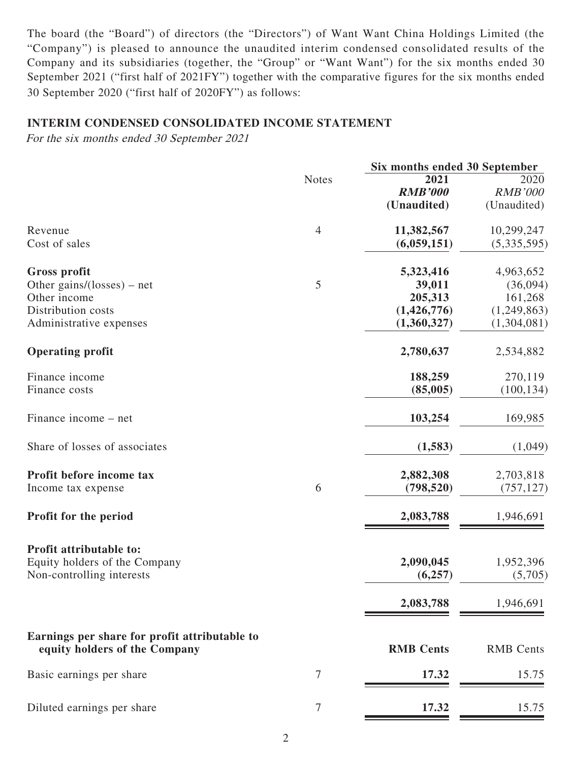The board (the "Board") of directors (the "Directors") of Want Want China Holdings Limited (the "Company") is pleased to announce the unaudited interim condensed consolidated results of the Company and its subsidiaries (together, the "Group" or "Want Want") for the six months ended 30 September 2021 ("first half of 2021FY") together with the comparative figures for the six months ended 30 September 2020 ("first half of 2020FY") as follows:

## INTERIM CONDENSED CONSOLIDATED INCOME STATEMENT

*For the six months ended 30 September 2021*

| | Notes | Six months ended 30 September | |
|---|---|---|---|
| | | **2021** | 2020 |
| | | ***RMB'000*** | *RMB'000* |
| | | **(Unaudited)** | (Unaudited) |
| Revenue | 4 | **11,382,567** | 10,299,247 |
| Cost of sales | | **(6,059,151)** | (5,335,595) |
| **Gross profit** | | **5,323,416** | 4,963,652 |
| Other gains/(losses) – net | 5 | **39,011** | (36,094) |
| Other income | | **205,313** | 161,268 |
| Distribution costs | | **(1,426,776)** | (1,249,863) |
| Administrative expenses | | **(1,360,327)** | (1,304,081) |
| **Operating profit** | | **2,780,637** | 2,534,882 |
| Finance income | | **188,259** | 270,119 |
| Finance costs | | **(85,005)** | (100,134) |
| Finance income – net | | **103,254** | 169,985 |
| Share of losses of associates | | **(1,583)** | (1,049) |
| **Profit before income tax** | | **2,882,308** | 2,703,818 |
| Income tax expense | 6 | **(798,520)** | (757,127) |
| **Profit for the period** | | **2,083,788** | 1,946,691 |
| **Profit attributable to:** | | | |
| Equity holders of the Company | | **2,090,045** | 1,952,396 |
| Non-controlling interests | | **(6,257)** | (5,705) |
| | | **2,083,788** | 1,946,691 |
| **Earnings per share for profit attributable to equity holders of the Company** | | **RMB Cents** | RMB Cents |
| Basic earnings per share | 7 | **17.32** | 15.75 |
| Diluted earnings per share | 7 | **17.32** | 15.75 |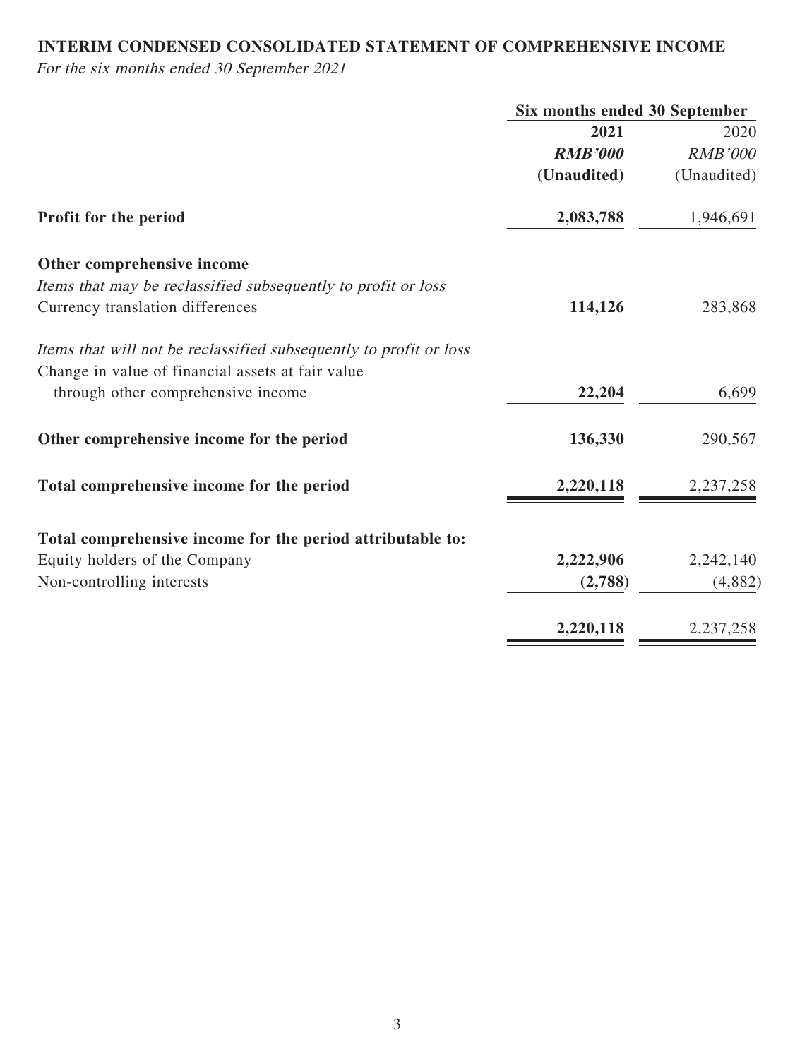**INTERIM CONDENSED CONSOLIDATED STATEMENT OF COMPREHENSIVE INCOME**

*For the six months ended 30 September 2021*

| | Six months ended 30 September | |
|---|---|---|
| | **2021** | 2020 |
| | ***RMB'000*** | *RMB'000* |
| | **(Unaudited)** | (Unaudited) |
| **Profit for the period** | **2,083,788** | 1,946,691 |
| **Other comprehensive income** | | |
| *Items that may be reclassified subsequently to profit or loss* | | |
| Currency translation differences | **114,126** | 283,868 |
| *Items that will not be reclassified subsequently to profit or loss* | | |
| Change in value of financial assets at fair value through other comprehensive income | **22,204** | 6,699 |
| **Other comprehensive income for the period** | **136,330** | 290,567 |
| **Total comprehensive income for the period** | **2,220,118** | 2,237,258 |
| **Total comprehensive income for the period attributable to:** | | |
| Equity holders of the Company | **2,222,906** | 2,242,140 |
| Non-controlling interests | **(2,788)** | (4,882) |
| | **2,220,118** | 2,237,258 |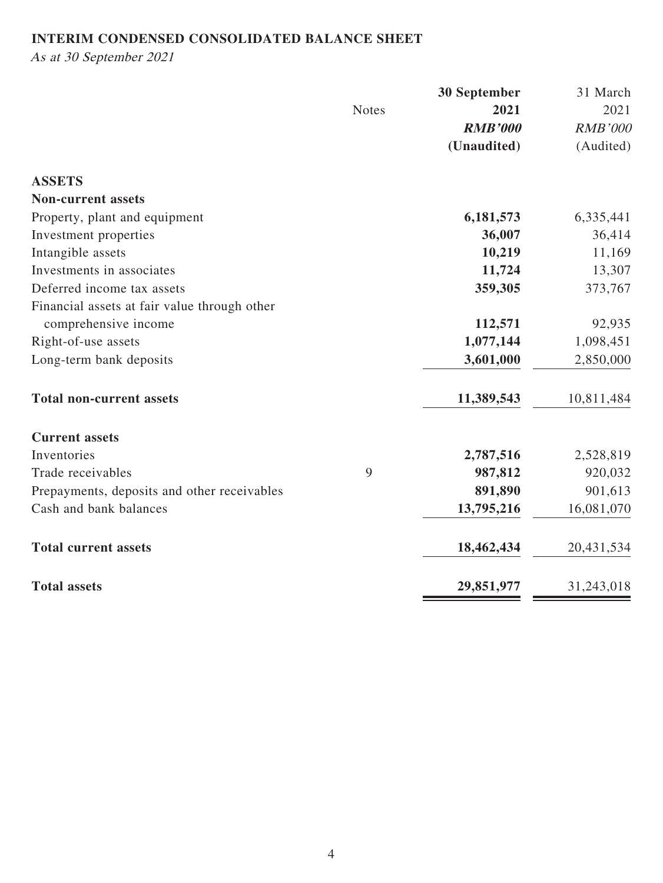**INTERIM CONDENSED CONSOLIDATED BALANCE SHEET**

*As at 30 September 2021*

| | Notes | 30 September 2021 RMB'000 (Unaudited) | 31 March 2021 RMB'000 (Audited) |
|---|---|---|---|
| **ASSETS** | | | |
| **Non-current assets** | | | |
| Property, plant and equipment | | **6,181,573** | 6,335,441 |
| Investment properties | | **36,007** | 36,414 |
| Intangible assets | | **10,219** | 11,169 |
| Investments in associates | | **11,724** | 13,307 |
| Deferred income tax assets | | **359,305** | 373,767 |
| Financial assets at fair value through other comprehensive income | | **112,571** | 92,935 |
| Right-of-use assets | | **1,077,144** | 1,098,451 |
| Long-term bank deposits | | **3,601,000** | 2,850,000 |
| **Total non-current assets** | | **11,389,543** | 10,811,484 |
| **Current assets** | | | |
| Inventories | | **2,787,516** | 2,528,819 |
| Trade receivables | 9 | **987,812** | 920,032 |
| Prepayments, deposits and other receivables | | **891,890** | 901,613 |
| Cash and bank balances | | **13,795,216** | 16,081,070 |
| **Total current assets** | | **18,462,434** | 20,431,534 |
| **Total assets** | | **29,851,977** | 31,243,018 |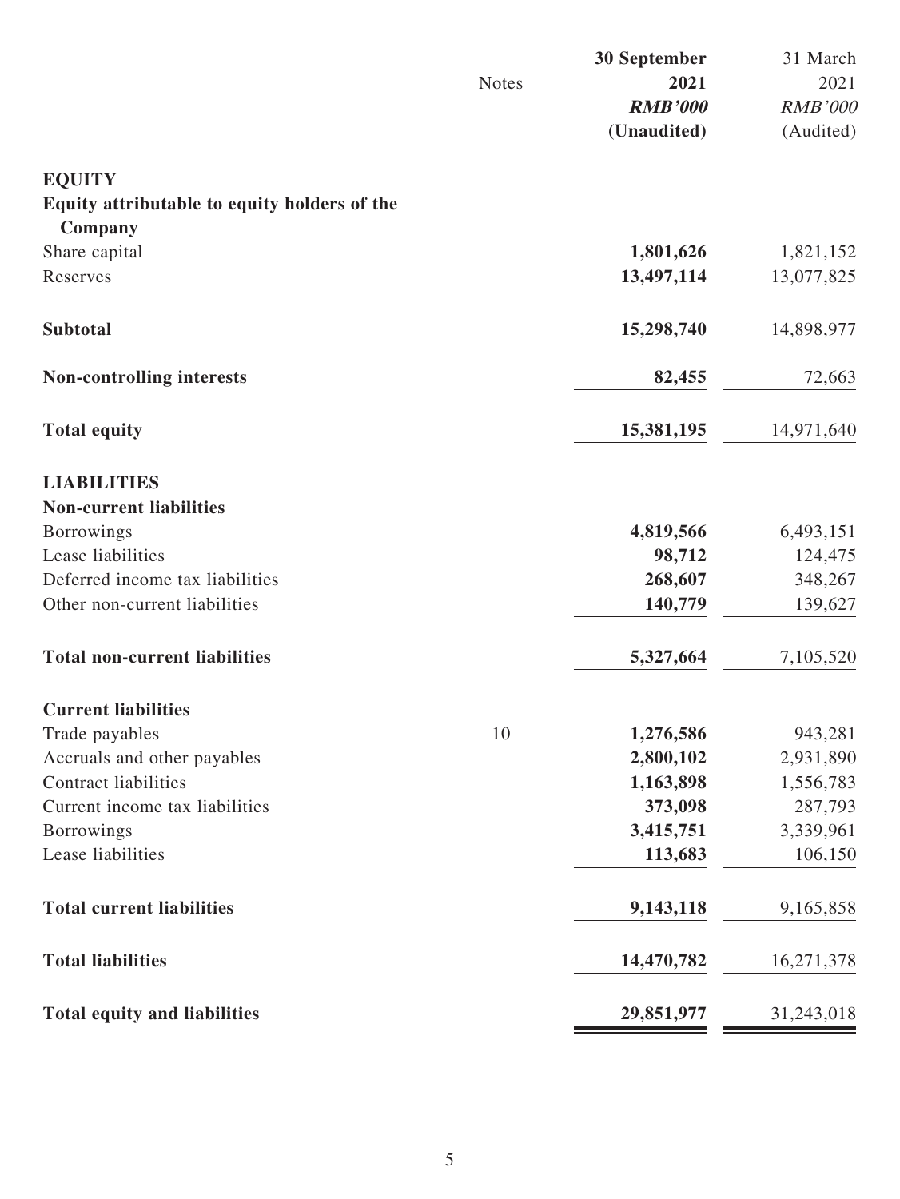| | Notes | **30 September 2021** | 31 March 2021 |
|---|---|---|---|
| | | ***RMB'000*** | *RMB'000* |
| | | **(Unaudited)** | (Audited) |
| **EQUITY** | | | |
| **Equity attributable to equity holders of the Company** | | | |
| Share capital | | **1,801,626** | 1,821,152 |
| Reserves | | **13,497,114** | 13,077,825 |
| **Subtotal** | | **15,298,740** | 14,898,977 |
| **Non-controlling interests** | | **82,455** | 72,663 |
| **Total equity** | | **15,381,195** | 14,971,640 |
| **LIABILITIES** | | | |
| **Non-current liabilities** | | | |
| Borrowings | | **4,819,566** | 6,493,151 |
| Lease liabilities | | **98,712** | 124,475 |
| Deferred income tax liabilities | | **268,607** | 348,267 |
| Other non-current liabilities | | **140,779** | 139,627 |
| **Total non-current liabilities** | | **5,327,664** | 7,105,520 |
| **Current liabilities** | | | |
| Trade payables | 10 | **1,276,586** | 943,281 |
| Accruals and other payables | | **2,800,102** | 2,931,890 |
| Contract liabilities | | **1,163,898** | 1,556,783 |
| Current income tax liabilities | | **373,098** | 287,793 |
| Borrowings | | **3,415,751** | 3,339,961 |
| Lease liabilities | | **113,683** | 106,150 |
| **Total current liabilities** | | **9,143,118** | 9,165,858 |
| **Total liabilities** | | **14,470,782** | 16,271,378 |
| **Total equity and liabilities** | | **29,851,977** | 31,243,018 |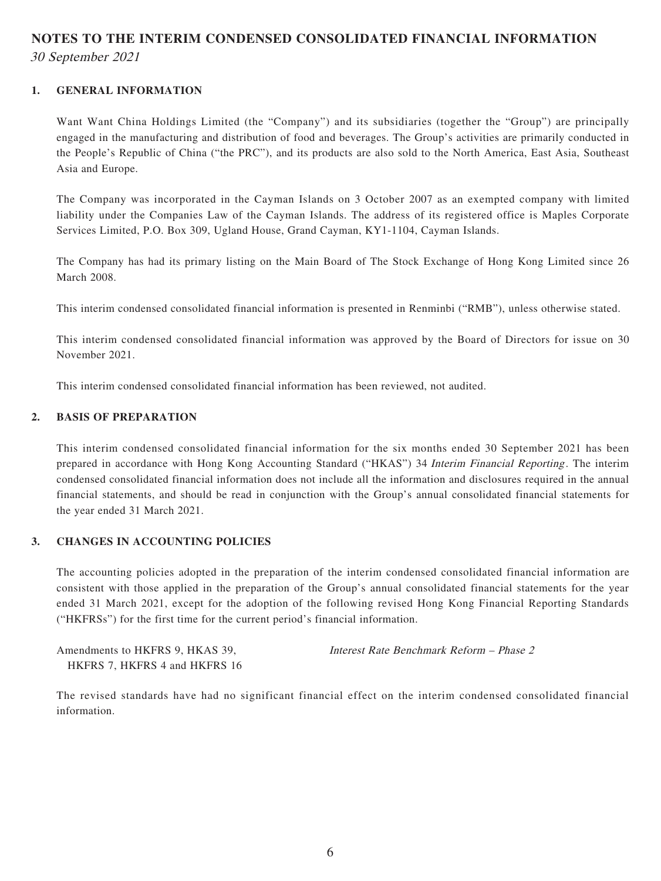# NOTES TO THE INTERIM CONDENSED CONSOLIDATED FINANCIAL INFORMATION

*30 September 2021*

## 1. GENERAL INFORMATION

Want Want China Holdings Limited (the "Company") and its subsidiaries (together the "Group") are principally engaged in the manufacturing and distribution of food and beverages. The Group's activities are primarily conducted in the People's Republic of China ("the PRC"), and its products are also sold to the North America, East Asia, Southeast Asia and Europe.

The Company was incorporated in the Cayman Islands on 3 October 2007 as an exempted company with limited liability under the Companies Law of the Cayman Islands. The address of its registered office is Maples Corporate Services Limited, P.O. Box 309, Ugland House, Grand Cayman, KY1-1104, Cayman Islands.

The Company has had its primary listing on the Main Board of The Stock Exchange of Hong Kong Limited since 26 March 2008.

This interim condensed consolidated financial information is presented in Renminbi ("RMB"), unless otherwise stated.

This interim condensed consolidated financial information was approved by the Board of Directors for issue on 30 November 2021.

This interim condensed consolidated financial information has been reviewed, not audited.

## 2. BASIS OF PREPARATION

This interim condensed consolidated financial information for the six months ended 30 September 2021 has been prepared in accordance with Hong Kong Accounting Standard ("HKAS") 34 *Interim Financial Reporting*. The interim condensed consolidated financial information does not include all the information and disclosures required in the annual financial statements, and should be read in conjunction with the Group's annual consolidated financial statements for the year ended 31 March 2021.

## 3. CHANGES IN ACCOUNTING POLICIES

The accounting policies adopted in the preparation of the interim condensed consolidated financial information are consistent with those applied in the preparation of the Group's annual consolidated financial statements for the year ended 31 March 2021, except for the adoption of the following revised Hong Kong Financial Reporting Standards ("HKFRSs") for the first time for the current period's financial information.

| | |
|---|---|
| Amendments to HKFRS 9, HKAS 39, HKFRS 7, HKFRS 4 and HKFRS 16 | *Interest Rate Benchmark Reform – Phase 2* |

The revised standards have had no significant financial effect on the interim condensed consolidated financial information.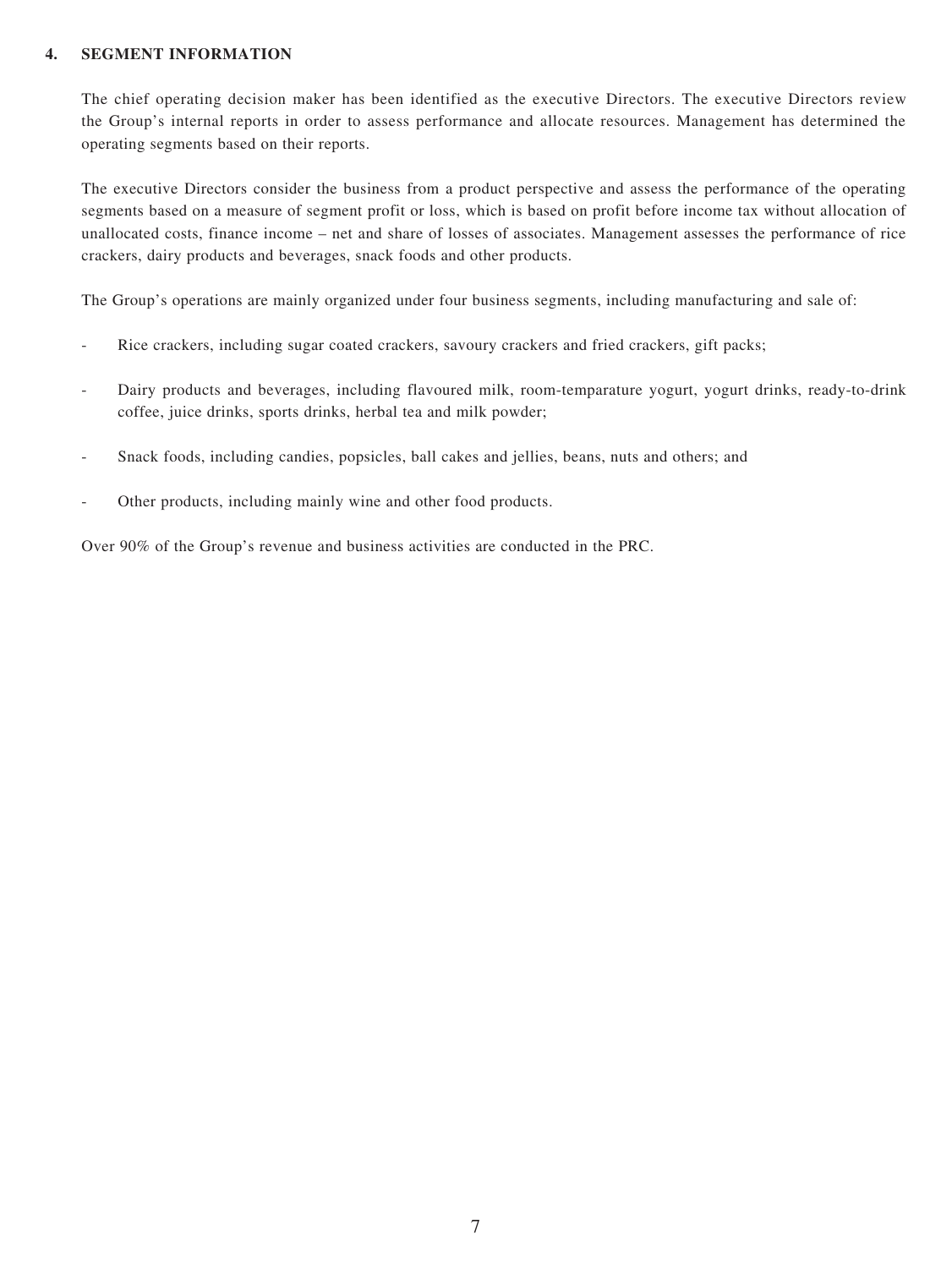## 4. SEGMENT INFORMATION

The chief operating decision maker has been identified as the executive Directors. The executive Directors review the Group's internal reports in order to assess performance and allocate resources. Management has determined the operating segments based on their reports.

The executive Directors consider the business from a product perspective and assess the performance of the operating segments based on a measure of segment profit or loss, which is based on profit before income tax without allocation of unallocated costs, finance income – net and share of losses of associates. Management assesses the performance of rice crackers, dairy products and beverages, snack foods and other products.

The Group's operations are mainly organized under four business segments, including manufacturing and sale of:

- Rice crackers, including sugar coated crackers, savoury crackers and fried crackers, gift packs;
- Dairy products and beverages, including flavoured milk, room-temparature yogurt, yogurt drinks, ready-to-drink coffee, juice drinks, sports drinks, herbal tea and milk powder;
- Snack foods, including candies, popsicles, ball cakes and jellies, beans, nuts and others; and
- Other products, including mainly wine and other food products.

Over 90% of the Group's revenue and business activities are conducted in the PRC.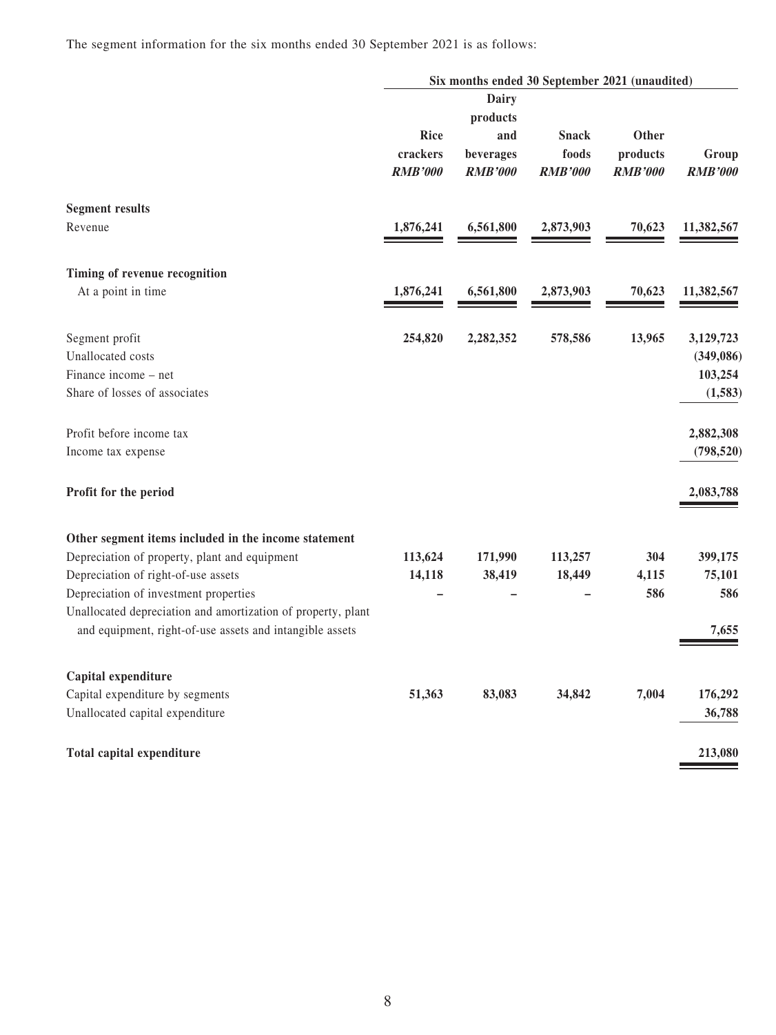The segment information for the six months ended 30 September 2021 is as follows:

| | Six months ended 30 September 2021 (unaudited) | | | | |
|---|---|---|---|---|---|
| | Rice crackers | Dairy products and beverages | Snack foods | Other products | Group |
| | *RMB'000* | *RMB'000* | *RMB'000* | *RMB'000* | *RMB'000* |
| **Segment results** | | | | | |
| Revenue | 1,876,241 | 6,561,800 | 2,873,903 | 70,623 | 11,382,567 |
| **Timing of revenue recognition** | | | | | |
| At a point in time | 1,876,241 | 6,561,800 | 2,873,903 | 70,623 | 11,382,567 |
| Segment profit | 254,820 | 2,282,352 | 578,586 | 13,965 | 3,129,723 |
| Unallocated costs | | | | | (349,086) |
| Finance income – net | | | | | 103,254 |
| Share of losses of associates | | | | | (1,583) |
| Profit before income tax | | | | | 2,882,308 |
| Income tax expense | | | | | (798,520) |
| **Profit for the period** | | | | | 2,083,788 |
| **Other segment items included in the income statement** | | | | | |
| Depreciation of property, plant and equipment | 113,624 | 171,990 | 113,257 | 304 | 399,175 |
| Depreciation of right-of-use assets | 14,118 | 38,419 | 18,449 | 4,115 | 75,101 |
| Depreciation of investment properties | – | – | – | 586 | 586 |
| Unallocated depreciation and amortization of property, plant and equipment, right-of-use assets and intangible assets | | | | | 7,655 |
| **Capital expenditure** | | | | | |
| Capital expenditure by segments | 51,363 | 83,083 | 34,842 | 7,004 | 176,292 |
| Unallocated capital expenditure | | | | | 36,788 |
| **Total capital expenditure** | | | | | 213,080 |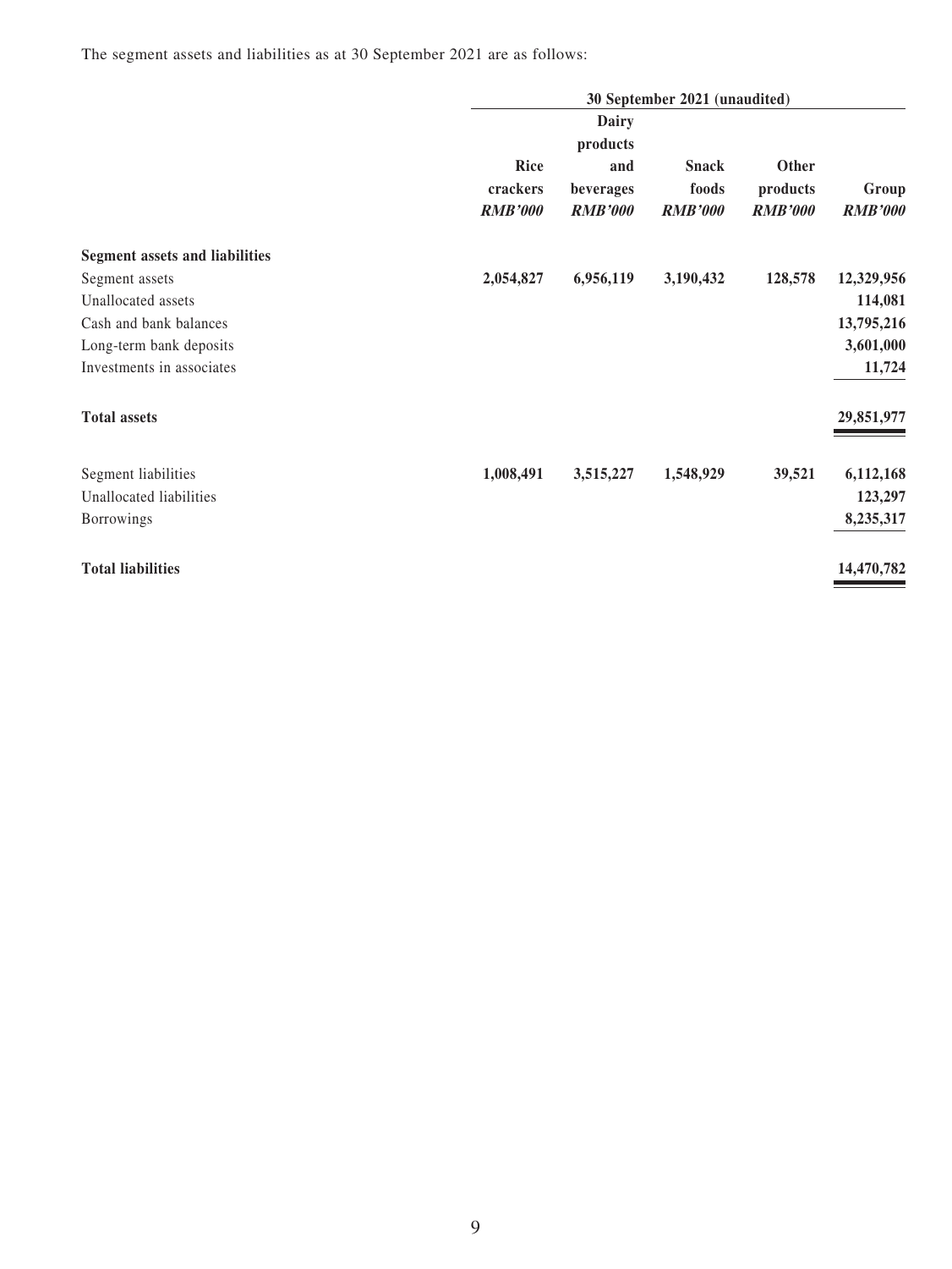The segment assets and liabilities as at 30 September 2021 are as follows:

| | 30 September 2021 (unaudited) | | | | |
|---|---|---|---|---|---|
| | **Rice crackers** | **Dairy products and beverages** | **Snack foods** | **Other products** | **Group** |
| | ***RMB'000*** | ***RMB'000*** | ***RMB'000*** | ***RMB'000*** | ***RMB'000*** |
| **Segment assets and liabilities** | | | | | |
| Segment assets | **2,054,827** | **6,956,119** | **3,190,432** | **128,578** | **12,329,956** |
| Unallocated assets | | | | | **114,081** |
| Cash and bank balances | | | | | **13,795,216** |
| Long-term bank deposits | | | | | **3,601,000** |
| Investments in associates | | | | | **11,724** |
| **Total assets** | | | | | **29,851,977** |
| Segment liabilities | **1,008,491** | **3,515,227** | **1,548,929** | **39,521** | **6,112,168** |
| Unallocated liabilities | | | | | **123,297** |
| Borrowings | | | | | **8,235,317** |
| **Total liabilities** | | | | | **14,470,782** |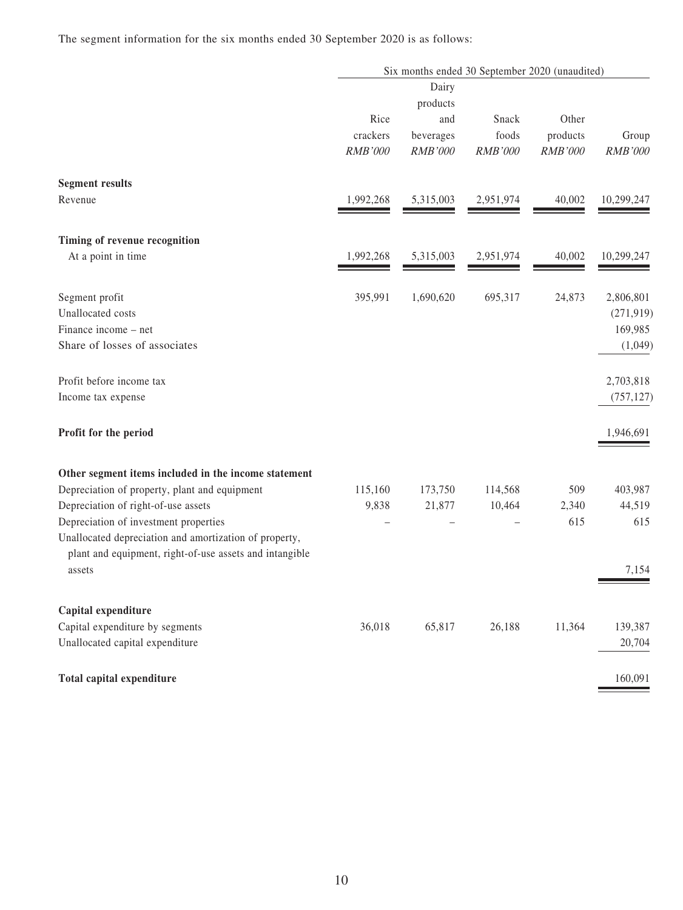The segment information for the six months ended 30 September 2020 is as follows:

| | Six months ended 30 September 2020 (unaudited) | | | | |
|---|---|---|---|---|---|
| | Rice crackers *RMB'000* | Dairy products and beverages *RMB'000* | Snack foods *RMB'000* | Other products *RMB'000* | Group *RMB'000* |
| **Segment results** | | | | | |
| Revenue | 1,992,268 | 5,315,003 | 2,951,974 | 40,002 | 10,299,247 |
| **Timing of revenue recognition** | | | | | |
| At a point in time | 1,992,268 | 5,315,003 | 2,951,974 | 40,002 | 10,299,247 |
| Segment profit | 395,991 | 1,690,620 | 695,317 | 24,873 | 2,806,801 |
| Unallocated costs | | | | | (271,919) |
| Finance income – net | | | | | 169,985 |
| Share of losses of associates | | | | | (1,049) |
| Profit before income tax | | | | | 2,703,818 |
| Income tax expense | | | | | (757,127) |
| **Profit for the period** | | | | | 1,946,691 |
| **Other segment items included in the income statement** | | | | | |
| Depreciation of property, plant and equipment | 115,160 | 173,750 | 114,568 | 509 | 403,987 |
| Depreciation of right-of-use assets | 9,838 | 21,877 | 10,464 | 2,340 | 44,519 |
| Depreciation of investment properties | – | – | – | 615 | 615 |
| Unallocated depreciation and amortization of property, plant and equipment, right-of-use assets and intangible assets | | | | | 7,154 |
| **Capital expenditure** | | | | | |
| Capital expenditure by segments | 36,018 | 65,817 | 26,188 | 11,364 | 139,387 |
| Unallocated capital expenditure | | | | | 20,704 |
| **Total capital expenditure** | | | | | 160,091 |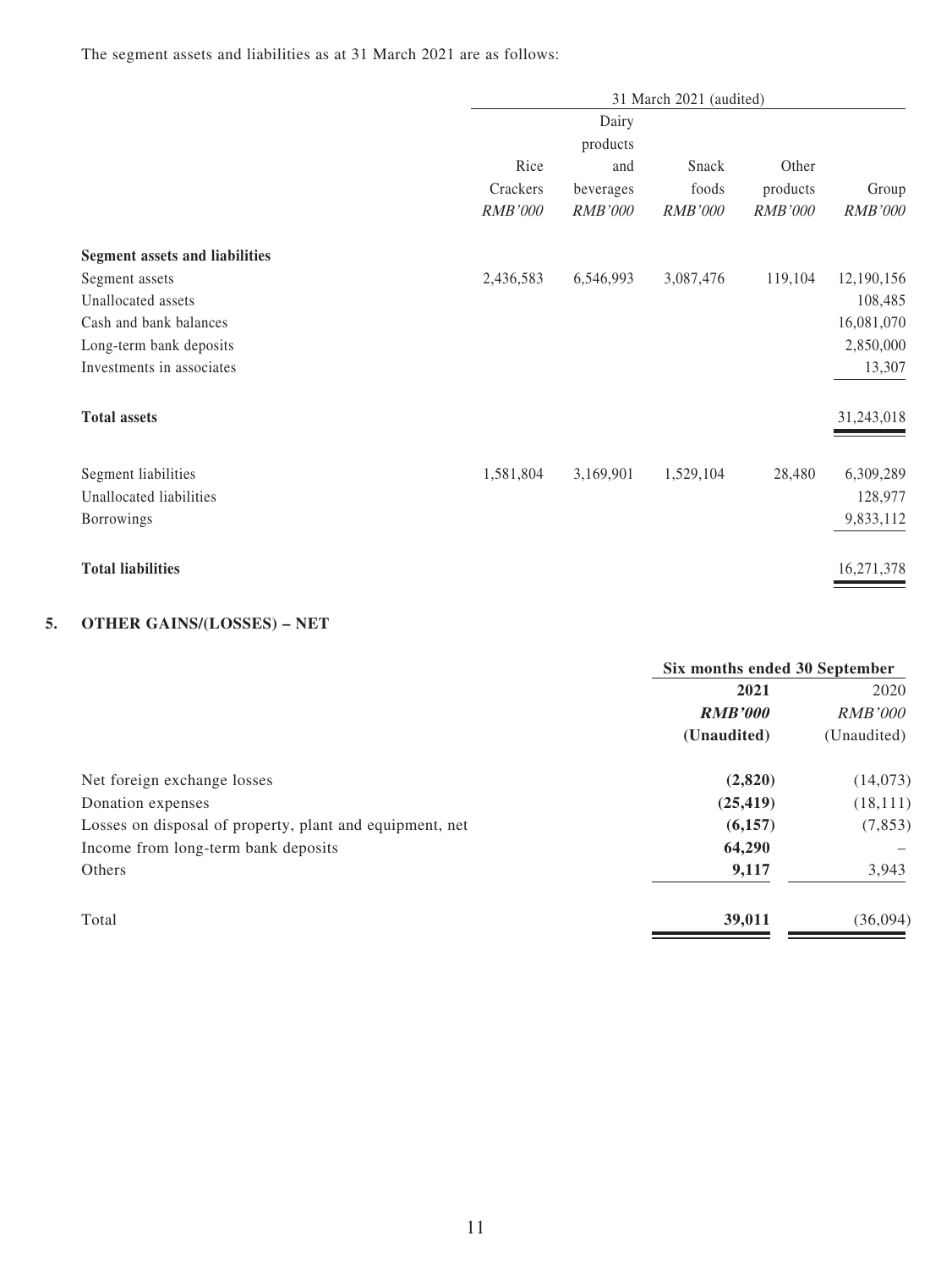The segment assets and liabilities as at 31 March 2021 are as follows:

| | 31 March 2021 (audited) | | | | |
|---|---|---|---|---|---|
| | Rice Crackers | Dairy products and beverages | Snack foods | Other products | Group |
| | *RMB'000* | *RMB'000* | *RMB'000* | *RMB'000* | *RMB'000* |
| **Segment assets and liabilities** | | | | | |
| Segment assets | 2,436,583 | 6,546,993 | 3,087,476 | 119,104 | 12,190,156 |
| Unallocated assets | | | | | 108,485 |
| Cash and bank balances | | | | | 16,081,070 |
| Long-term bank deposits | | | | | 2,850,000 |
| Investments in associates | | | | | 13,307 |
| **Total assets** | | | | | 31,243,018 |
| Segment liabilities | 1,581,804 | 3,169,901 | 1,529,104 | 28,480 | 6,309,289 |
| Unallocated liabilities | | | | | 128,977 |
| Borrowings | | | | | 9,833,112 |
| **Total liabilities** | | | | | 16,271,378 |

## 5. OTHER GAINS/(LOSSES) – NET

| | Six months ended 30 September | |
|---|---|---|
| | **2021** | 2020 |
| | ***RMB'000*** | *RMB'000* |
| | **(Unaudited)** | (Unaudited) |
| Net foreign exchange losses | **(2,820)** | (14,073) |
| Donation expenses | **(25,419)** | (18,111) |
| Losses on disposal of property, plant and equipment, net | **(6,157)** | (7,853) |
| Income from long-term bank deposits | **64,290** | – |
| Others | **9,117** | 3,943 |
| Total | **39,011** | (36,094) |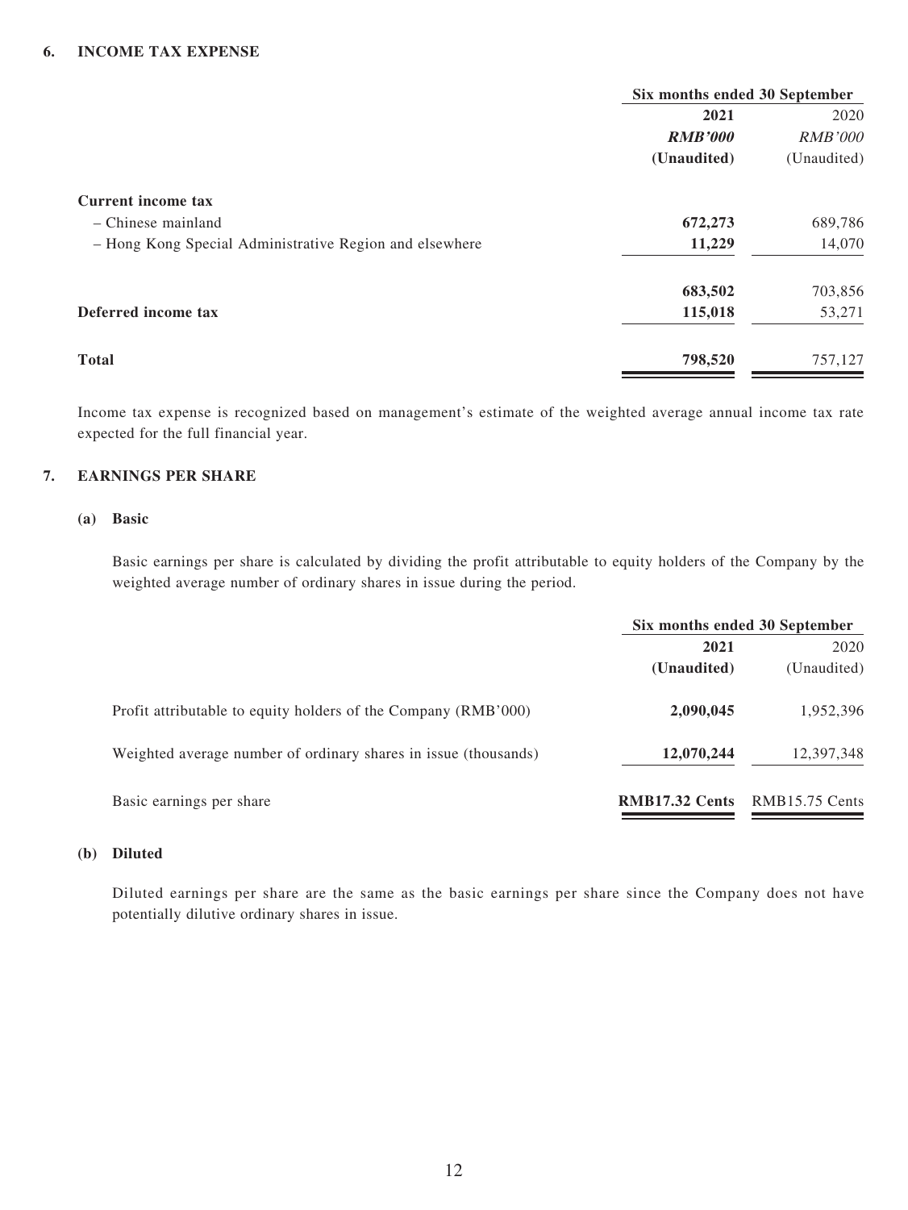## 6. INCOME TAX EXPENSE

| | Six months ended 30 September | |
|---|---|---|
| | **2021** | 2020 |
| | ***RMB'000*** | *RMB'000* |
| | **(Unaudited)** | (Unaudited) |
| **Current income tax** | | |
| – Chinese mainland | **672,273** | 689,786 |
| – Hong Kong Special Administrative Region and elsewhere | **11,229** | 14,070 |
| | **683,502** | 703,856 |
| **Deferred income tax** | **115,018** | 53,271 |
| **Total** | **798,520** | 757,127 |

Income tax expense is recognized based on management's estimate of the weighted average annual income tax rate expected for the full financial year.

## 7. EARNINGS PER SHARE

### (a) Basic

Basic earnings per share is calculated by dividing the profit attributable to equity holders of the Company by the weighted average number of ordinary shares in issue during the period.

| | Six months ended 30 September | |
|---|---|---|
| | **2021** | 2020 |
| | **(Unaudited)** | (Unaudited) |
| Profit attributable to equity holders of the Company (RMB'000) | **2,090,045** | 1,952,396 |
| Weighted average number of ordinary shares in issue (thousands) | **12,070,244** | 12,397,348 |
| Basic earnings per share | **RMB17.32 Cents** | RMB15.75 Cents |

### (b) Diluted

Diluted earnings per share are the same as the basic earnings per share since the Company does not have potentially dilutive ordinary shares in issue.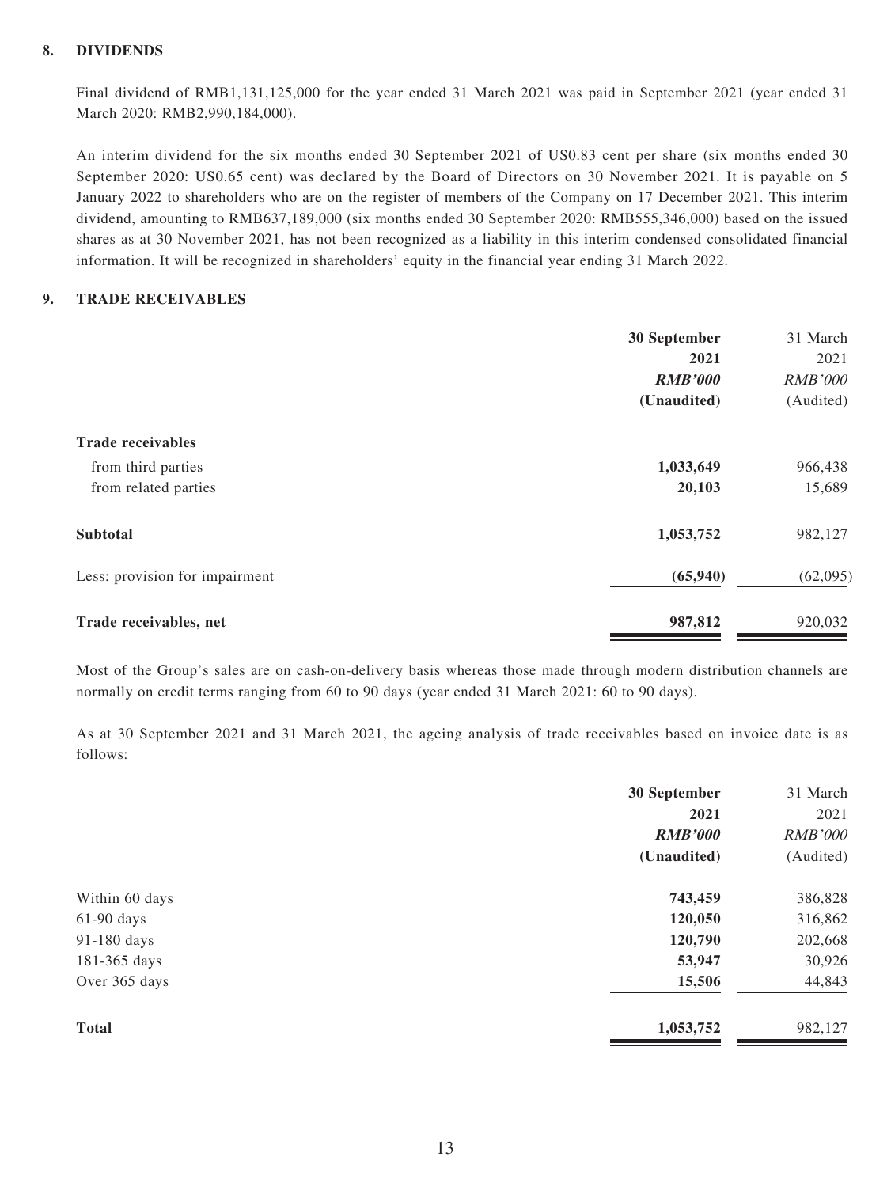## 8. DIVIDENDS

Final dividend of RMB1,131,125,000 for the year ended 31 March 2021 was paid in September 2021 (year ended 31 March 2020: RMB2,990,184,000).

An interim dividend for the six months ended 30 September 2021 of US0.83 cent per share (six months ended 30 September 2020: US0.65 cent) was declared by the Board of Directors on 30 November 2021. It is payable on 5 January 2022 to shareholders who are on the register of members of the Company on 17 December 2021. This interim dividend, amounting to RMB637,189,000 (six months ended 30 September 2020: RMB555,346,000) based on the issued shares as at 30 November 2021, has not been recognized as a liability in this interim condensed consolidated financial information. It will be recognized in shareholders' equity in the financial year ending 31 March 2022.

## 9. TRADE RECEIVABLES

| | **30 September 2021** | 31 March 2021 |
|---|---|---|
| | ***RMB'000*** | *RMB'000* |
| | **(Unaudited)** | (Audited) |
| **Trade receivables** | | |
| from third parties | **1,033,649** | 966,438 |
| from related parties | **20,103** | 15,689 |
| **Subtotal** | **1,053,752** | 982,127 |
| Less: provision for impairment | **(65,940)** | (62,095) |
| **Trade receivables, net** | **987,812** | 920,032 |

Most of the Group's sales are on cash-on-delivery basis whereas those made through modern distribution channels are normally on credit terms ranging from 60 to 90 days (year ended 31 March 2021: 60 to 90 days).

As at 30 September 2021 and 31 March 2021, the ageing analysis of trade receivables based on invoice date is as follows:

| | **30 September 2021** | 31 March 2021 |
|---|---|---|
| | ***RMB'000*** | *RMB'000* |
| | **(Unaudited)** | (Audited) |
| Within 60 days | **743,459** | 386,828 |
| 61-90 days | **120,050** | 316,862 |
| 91-180 days | **120,790** | 202,668 |
| 181-365 days | **53,947** | 30,926 |
| Over 365 days | **15,506** | 44,843 |
| **Total** | **1,053,752** | 982,127 |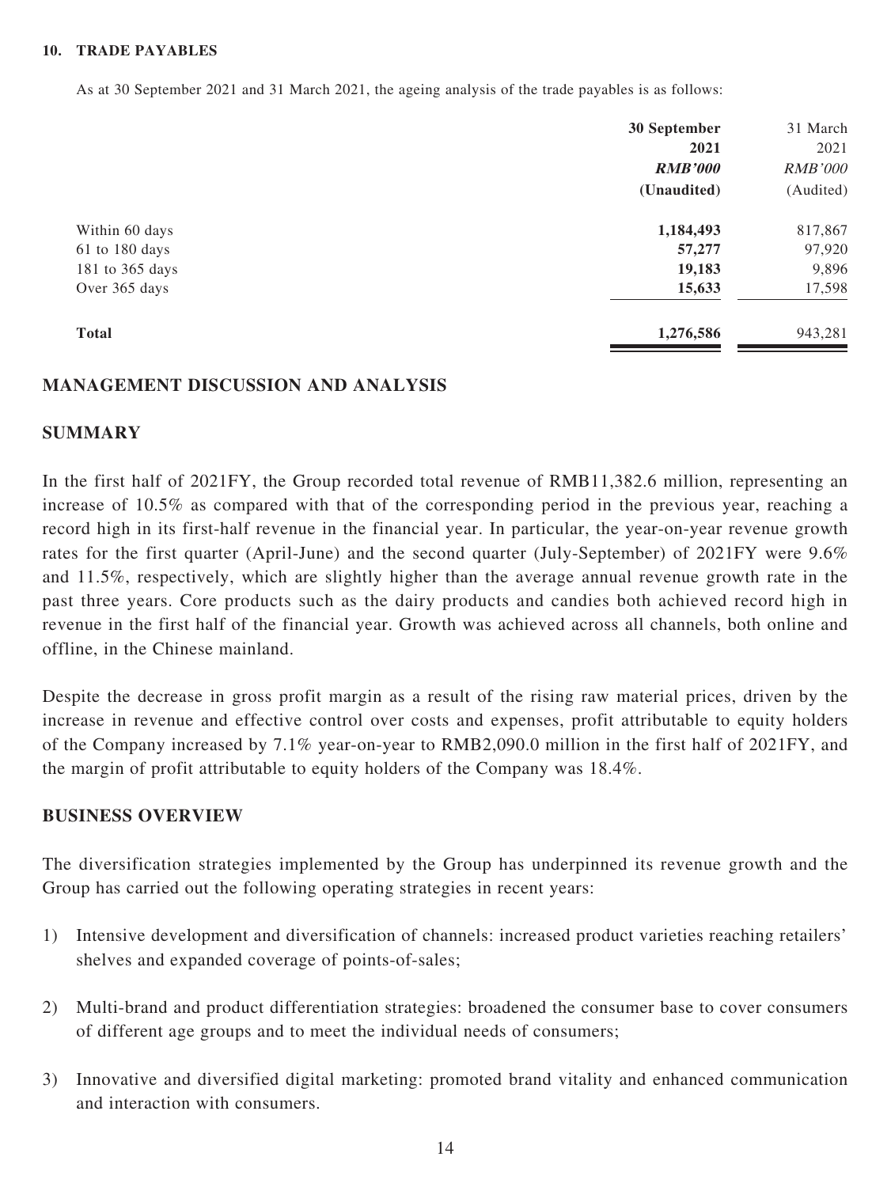### 10. TRADE PAYABLES

As at 30 September 2021 and 31 March 2021, the ageing analysis of the trade payables is as follows:

| | **30 September 2021** | 31 March 2021 |
|---|---|---|
| | ***RMB'000*** | *RMB'000* |
| | **(Unaudited)** | (Audited) |
| Within 60 days | **1,184,493** | 817,867 |
| 61 to 180 days | **57,277** | 97,920 |
| 181 to 365 days | **19,183** | 9,896 |
| Over 365 days | **15,633** | 17,598 |
| **Total** | **1,276,586** | 943,281 |

## MANAGEMENT DISCUSSION AND ANALYSIS

## SUMMARY

In the first half of 2021FY, the Group recorded total revenue of RMB11,382.6 million, representing an increase of 10.5% as compared with that of the corresponding period in the previous year, reaching a record high in its first-half revenue in the financial year. In particular, the year-on-year revenue growth rates for the first quarter (April-June) and the second quarter (July-September) of 2021FY were 9.6% and 11.5%, respectively, which are slightly higher than the average annual revenue growth rate in the past three years. Core products such as the dairy products and candies both achieved record high in revenue in the first half of the financial year. Growth was achieved across all channels, both online and offline, in the Chinese mainland.

Despite the decrease in gross profit margin as a result of the rising raw material prices, driven by the increase in revenue and effective control over costs and expenses, profit attributable to equity holders of the Company increased by 7.1% year-on-year to RMB2,090.0 million in the first half of 2021FY, and the margin of profit attributable to equity holders of the Company was 18.4%.

## BUSINESS OVERVIEW

The diversification strategies implemented by the Group has underpinned its revenue growth and the Group has carried out the following operating strategies in recent years:

1) Intensive development and diversification of channels: increased product varieties reaching retailers' shelves and expanded coverage of points-of-sales;

2) Multi-brand and product differentiation strategies: broadened the consumer base to cover consumers of different age groups and to meet the individual needs of consumers;

3) Innovative and diversified digital marketing: promoted brand vitality and enhanced communication and interaction with consumers.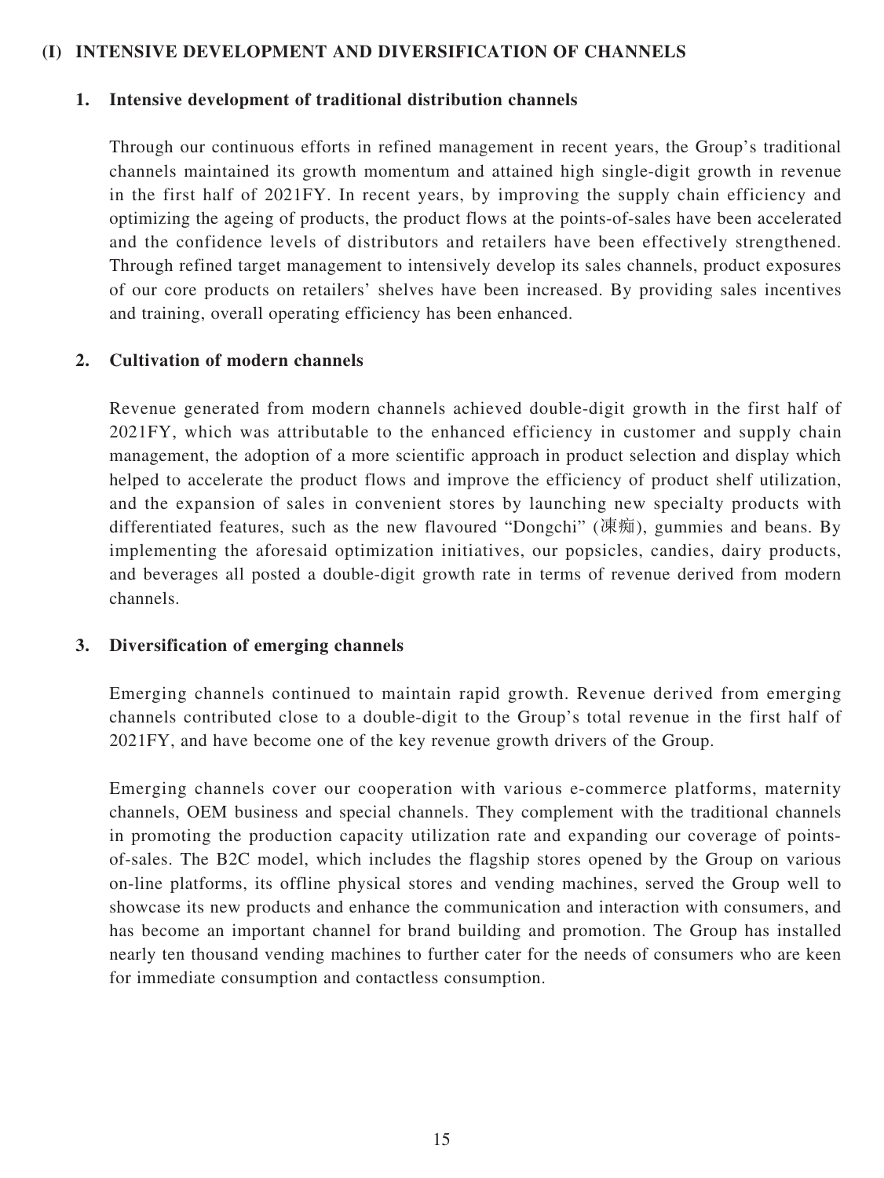## (I) INTENSIVE DEVELOPMENT AND DIVERSIFICATION OF CHANNELS

### 1. Intensive development of traditional distribution channels

Through our continuous efforts in refined management in recent years, the Group's traditional channels maintained its growth momentum and attained high single-digit growth in revenue in the first half of 2021FY. In recent years, by improving the supply chain efficiency and optimizing the ageing of products, the product flows at the points-of-sales have been accelerated and the confidence levels of distributors and retailers have been effectively strengthened. Through refined target management to intensively develop its sales channels, product exposures of our core products on retailers' shelves have been increased. By providing sales incentives and training, overall operating efficiency has been enhanced.

### 2. Cultivation of modern channels

Revenue generated from modern channels achieved double-digit growth in the first half of 2021FY, which was attributable to the enhanced efficiency in customer and supply chain management, the adoption of a more scientific approach in product selection and display which helped to accelerate the product flows and improve the efficiency of product shelf utilization, and the expansion of sales in convenient stores by launching new specialty products with differentiated features, such as the new flavoured "Dongchi" (凍痴), gummies and beans. By implementing the aforesaid optimization initiatives, our popsicles, candies, dairy products, and beverages all posted a double-digit growth rate in terms of revenue derived from modern channels.

### 3. Diversification of emerging channels

Emerging channels continued to maintain rapid growth. Revenue derived from emerging channels contributed close to a double-digit to the Group's total revenue in the first half of 2021FY, and have become one of the key revenue growth drivers of the Group.

Emerging channels cover our cooperation with various e-commerce platforms, maternity channels, OEM business and special channels. They complement with the traditional channels in promoting the production capacity utilization rate and expanding our coverage of points-of-sales. The B2C model, which includes the flagship stores opened by the Group on various on-line platforms, its offline physical stores and vending machines, served the Group well to showcase its new products and enhance the communication and interaction with consumers, and has become an important channel for brand building and promotion. The Group has installed nearly ten thousand vending machines to further cater for the needs of consumers who are keen for immediate consumption and contactless consumption.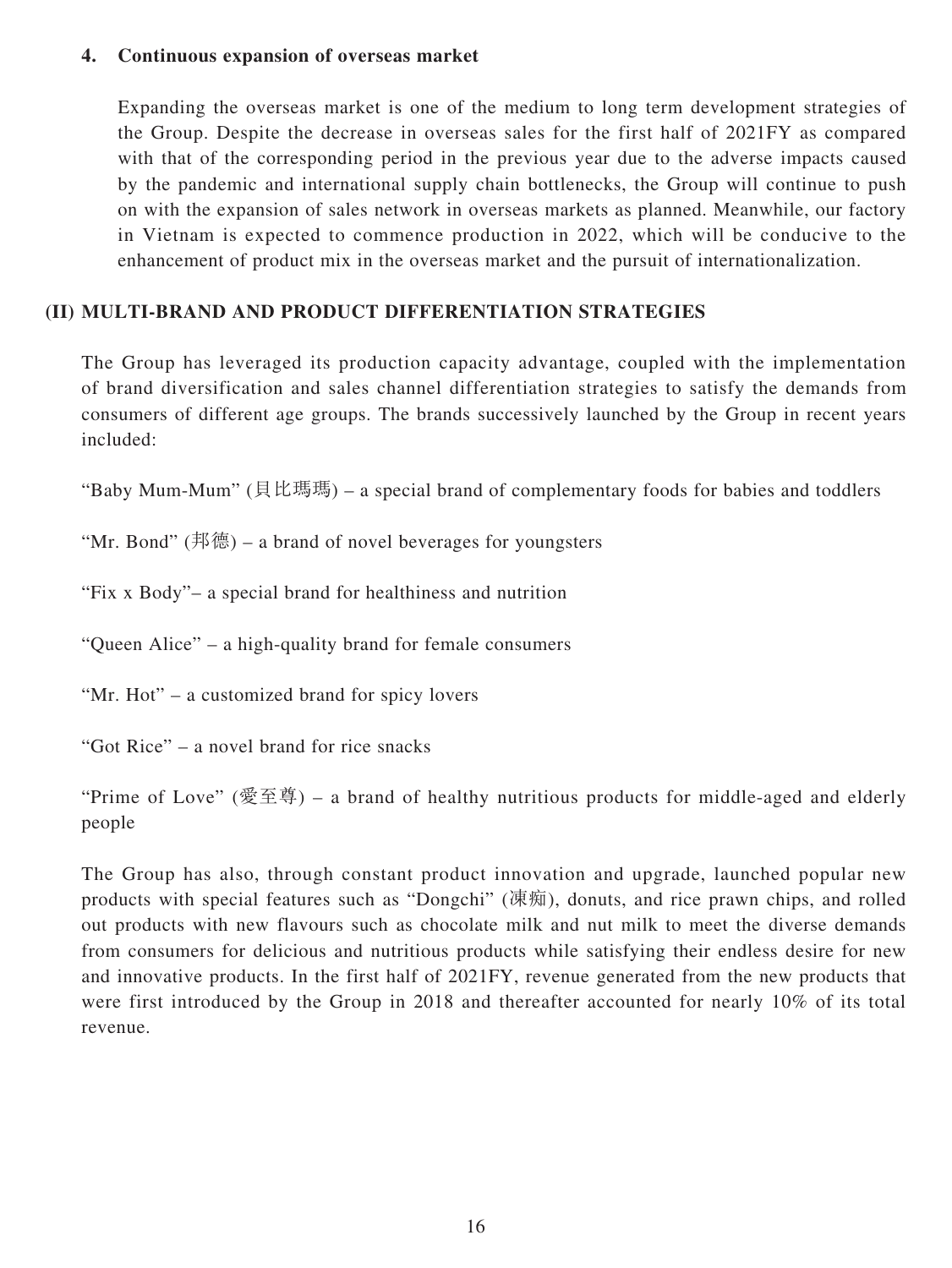#### 4. Continuous expansion of overseas market

Expanding the overseas market is one of the medium to long term development strategies of the Group. Despite the decrease in overseas sales for the first half of 2021FY as compared with that of the corresponding period in the previous year due to the adverse impacts caused by the pandemic and international supply chain bottlenecks, the Group will continue to push on with the expansion of sales network in overseas markets as planned. Meanwhile, our factory in Vietnam is expected to commence production in 2022, which will be conducive to the enhancement of product mix in the overseas market and the pursuit of internationalization.

### (II) MULTI-BRAND AND PRODUCT DIFFERENTIATION STRATEGIES

The Group has leveraged its production capacity advantage, coupled with the implementation of brand diversification and sales channel differentiation strategies to satisfy the demands from consumers of different age groups. The brands successively launched by the Group in recent years included:

"Baby Mum-Mum" (貝比瑪瑪) – a special brand of complementary foods for babies and toddlers

"Mr. Bond" (邦德) – a brand of novel beverages for youngsters

"Fix x Body"– a special brand for healthiness and nutrition

"Queen Alice" – a high-quality brand for female consumers

"Mr. Hot" – a customized brand for spicy lovers

"Got Rice" – a novel brand for rice snacks

"Prime of Love" (愛至尊) – a brand of healthy nutritious products for middle-aged and elderly people

The Group has also, through constant product innovation and upgrade, launched popular new products with special features such as "Dongchi" (凍痴), donuts, and rice prawn chips, and rolled out products with new flavours such as chocolate milk and nut milk to meet the diverse demands from consumers for delicious and nutritious products while satisfying their endless desire for new and innovative products. In the first half of 2021FY, revenue generated from the new products that were first introduced by the Group in 2018 and thereafter accounted for nearly 10% of its total revenue.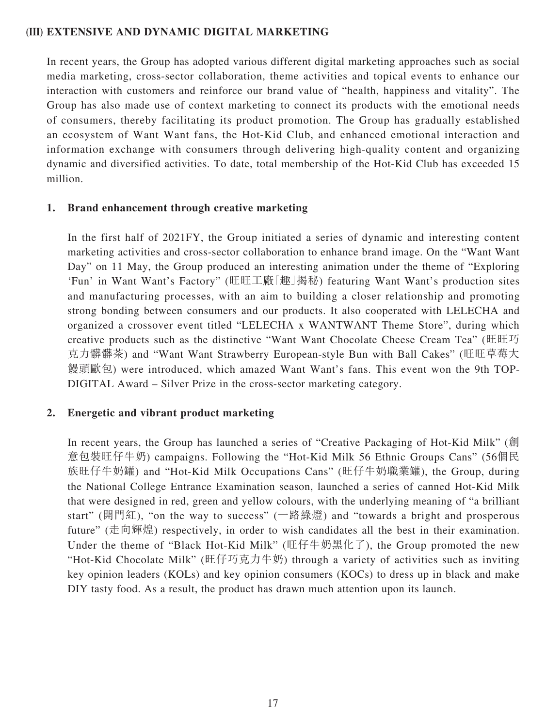## (III) EXTENSIVE AND DYNAMIC DIGITAL MARKETING

In recent years, the Group has adopted various different digital marketing approaches such as social media marketing, cross-sector collaboration, theme activities and topical events to enhance our interaction with customers and reinforce our brand value of "health, happiness and vitality". The Group has also made use of context marketing to connect its products with the emotional needs of consumers, thereby facilitating its product promotion. The Group has gradually established an ecosystem of Want Want fans, the Hot-Kid Club, and enhanced emotional interaction and information exchange with consumers through delivering high-quality content and organizing dynamic and diversified activities. To date, total membership of the Hot-Kid Club has exceeded 15 million.

### 1. Brand enhancement through creative marketing

In the first half of 2021FY, the Group initiated a series of dynamic and interesting content marketing activities and cross-sector collaboration to enhance brand image. On the "Want Want Day" on 11 May, the Group produced an interesting animation under the theme of "Exploring 'Fun' in Want Want's Factory" (旺旺工廠「趣」揭秘) featuring Want Want's production sites and manufacturing processes, with an aim to building a closer relationship and promoting strong bonding between consumers and our products. It also cooperated with LELECHA and organized a crossover event titled "LELECHA x WANTWANT Theme Store", during which creative products such as the distinctive "Want Want Chocolate Cheese Cream Tea" (旺旺巧克力髒髒茶) and "Want Want Strawberry European-style Bun with Ball Cakes" (旺旺草莓大饅頭歐包) were introduced, which amazed Want Want's fans. This event won the 9th TOP-DIGITAL Award – Silver Prize in the cross-sector marketing category.

### 2. Energetic and vibrant product marketing

In recent years, the Group has launched a series of "Creative Packaging of Hot-Kid Milk" (創意包裝旺仔牛奶) campaigns. Following the "Hot-Kid Milk 56 Ethnic Groups Cans" (56個民族旺仔牛奶罐) and "Hot-Kid Milk Occupations Cans" (旺仔牛奶職業罐), the Group, during the National College Entrance Examination season, launched a series of canned Hot-Kid Milk that were designed in red, green and yellow colours, with the underlying meaning of "a brilliant start" (開門紅), "on the way to success" (一路綠燈) and "towards a bright and prosperous future" (走向輝煌) respectively, in order to wish candidates all the best in their examination. Under the theme of "Black Hot-Kid Milk" (旺仔牛奶黑化了), the Group promoted the new "Hot-Kid Chocolate Milk" (旺仔巧克力牛奶) through a variety of activities such as inviting key opinion leaders (KOLs) and key opinion consumers (KOCs) to dress up in black and make DIY tasty food. As a result, the product has drawn much attention upon its launch.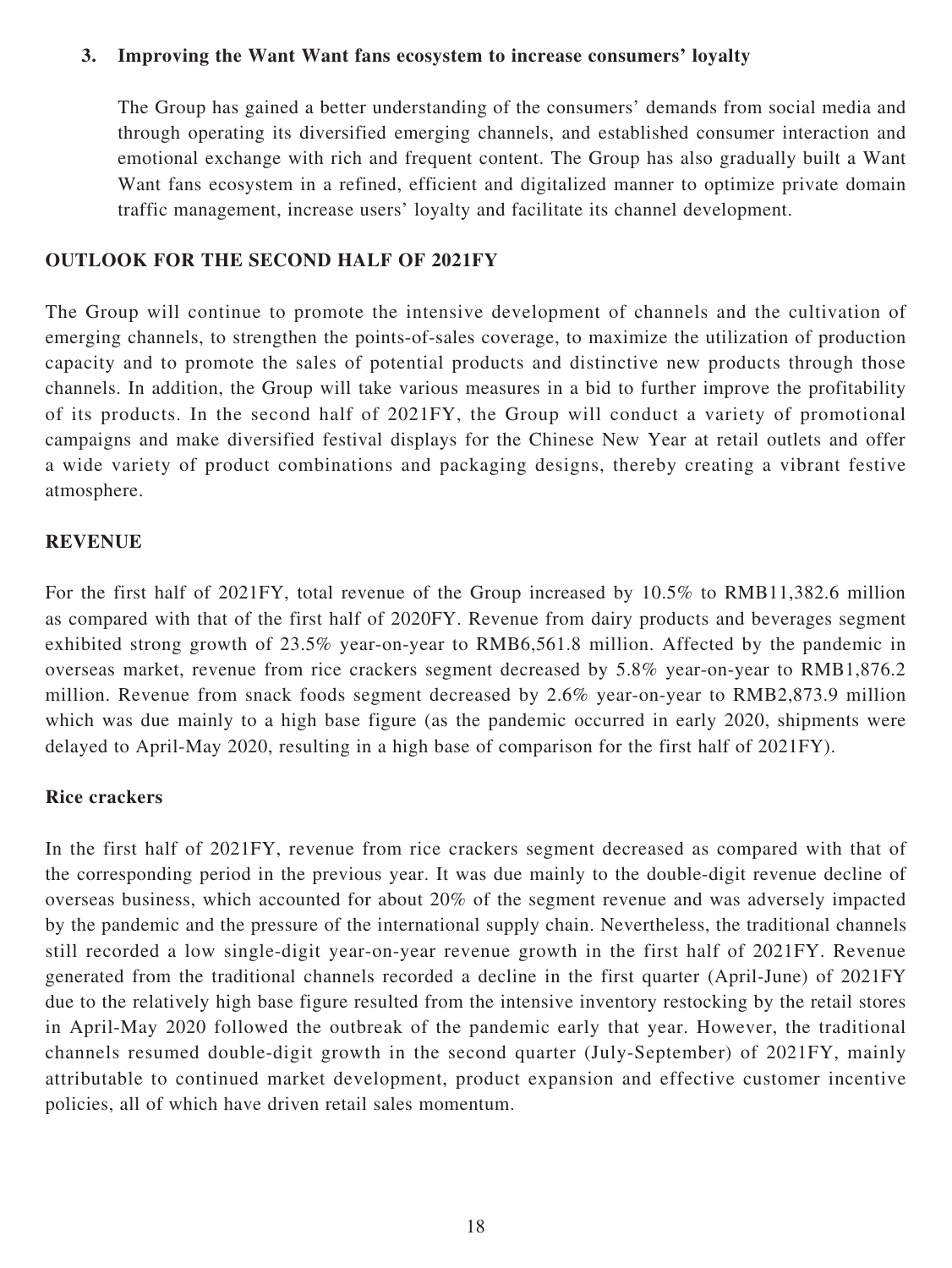**3. Improving the Want Want fans ecosystem to increase consumers' loyalty**

The Group has gained a better understanding of the consumers' demands from social media and through operating its diversified emerging channels, and established consumer interaction and emotional exchange with rich and frequent content. The Group has also gradually built a Want Want fans ecosystem in a refined, efficient and digitalized manner to optimize private domain traffic management, increase users' loyalty and facilitate its channel development.

## OUTLOOK FOR THE SECOND HALF OF 2021FY

The Group will continue to promote the intensive development of channels and the cultivation of emerging channels, to strengthen the points-of-sales coverage, to maximize the utilization of production capacity and to promote the sales of potential products and distinctive new products through those channels. In addition, the Group will take various measures in a bid to further improve the profitability of its products. In the second half of 2021FY, the Group will conduct a variety of promotional campaigns and make diversified festival displays for the Chinese New Year at retail outlets and offer a wide variety of product combinations and packaging designs, thereby creating a vibrant festive atmosphere.

## REVENUE

For the first half of 2021FY, total revenue of the Group increased by 10.5% to RMB11,382.6 million as compared with that of the first half of 2020FY. Revenue from dairy products and beverages segment exhibited strong growth of 23.5% year-on-year to RMB6,561.8 million. Affected by the pandemic in overseas market, revenue from rice crackers segment decreased by 5.8% year-on-year to RMB1,876.2 million. Revenue from snack foods segment decreased by 2.6% year-on-year to RMB2,873.9 million which was due mainly to a high base figure (as the pandemic occurred in early 2020, shipments were delayed to April-May 2020, resulting in a high base of comparison for the first half of 2021FY).

### Rice crackers

In the first half of 2021FY, revenue from rice crackers segment decreased as compared with that of the corresponding period in the previous year. It was due mainly to the double-digit revenue decline of overseas business, which accounted for about 20% of the segment revenue and was adversely impacted by the pandemic and the pressure of the international supply chain. Nevertheless, the traditional channels still recorded a low single-digit year-on-year revenue growth in the first half of 2021FY. Revenue generated from the traditional channels recorded a decline in the first quarter (April-June) of 2021FY due to the relatively high base figure resulted from the intensive inventory restocking by the retail stores in April-May 2020 followed the outbreak of the pandemic early that year. However, the traditional channels resumed double-digit growth in the second quarter (July-September) of 2021FY, mainly attributable to continued market development, product expansion and effective customer incentive policies, all of which have driven retail sales momentum.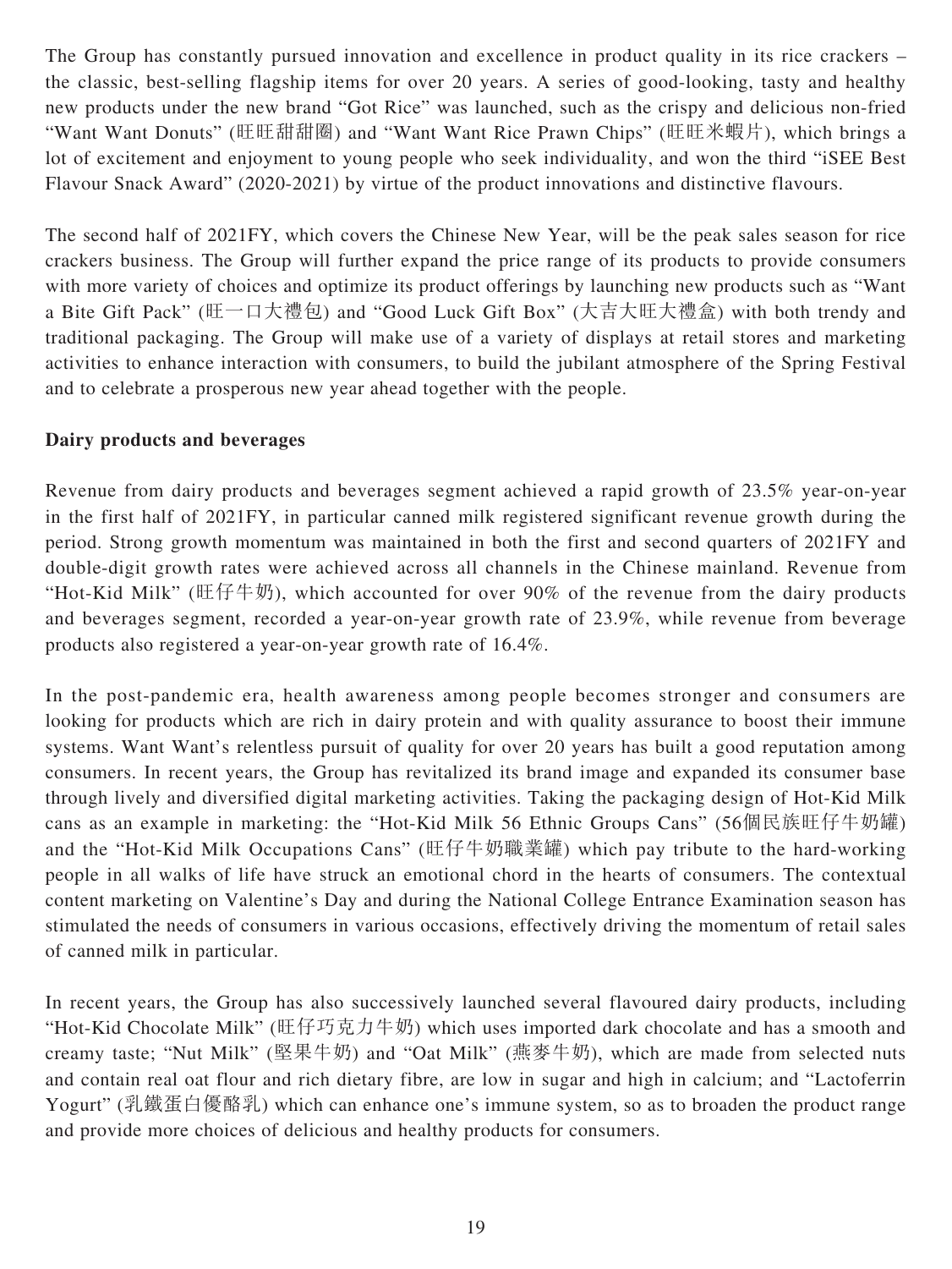The Group has constantly pursued innovation and excellence in product quality in its rice crackers – the classic, best-selling flagship items for over 20 years. A series of good-looking, tasty and healthy new products under the new brand "Got Rice" was launched, such as the crispy and delicious non-fried "Want Want Donuts" (旺旺甜甜圈) and "Want Want Rice Prawn Chips" (旺旺米蝦片), which brings a lot of excitement and enjoyment to young people who seek individuality, and won the third "iSEE Best Flavour Snack Award" (2020-2021) by virtue of the product innovations and distinctive flavours.

The second half of 2021FY, which covers the Chinese New Year, will be the peak sales season for rice crackers business. The Group will further expand the price range of its products to provide consumers with more variety of choices and optimize its product offerings by launching new products such as "Want a Bite Gift Pack" (旺一口大禮包) and "Good Luck Gift Box" (大吉大旺大禮盒) with both trendy and traditional packaging. The Group will make use of a variety of displays at retail stores and marketing activities to enhance interaction with consumers, to build the jubilant atmosphere of the Spring Festival and to celebrate a prosperous new year ahead together with the people.

**Dairy products and beverages**

Revenue from dairy products and beverages segment achieved a rapid growth of 23.5% year-on-year in the first half of 2021FY, in particular canned milk registered significant revenue growth during the period. Strong growth momentum was maintained in both the first and second quarters of 2021FY and double-digit growth rates were achieved across all channels in the Chinese mainland. Revenue from "Hot-Kid Milk" (旺仔牛奶), which accounted for over 90% of the revenue from the dairy products and beverages segment, recorded a year-on-year growth rate of 23.9%, while revenue from beverage products also registered a year-on-year growth rate of 16.4%.

In the post-pandemic era, health awareness among people becomes stronger and consumers are looking for products which are rich in dairy protein and with quality assurance to boost their immune systems. Want Want's relentless pursuit of quality for over 20 years has built a good reputation among consumers. In recent years, the Group has revitalized its brand image and expanded its consumer base through lively and diversified digital marketing activities. Taking the packaging design of Hot-Kid Milk cans as an example in marketing: the "Hot-Kid Milk 56 Ethnic Groups Cans" (56個民族旺仔牛奶罐) and the "Hot-Kid Milk Occupations Cans" (旺仔牛奶職業罐) which pay tribute to the hard-working people in all walks of life have struck an emotional chord in the hearts of consumers. The contextual content marketing on Valentine's Day and during the National College Entrance Examination season has stimulated the needs of consumers in various occasions, effectively driving the momentum of retail sales of canned milk in particular.

In recent years, the Group has also successively launched several flavoured dairy products, including "Hot-Kid Chocolate Milk" (旺仔巧克力牛奶) which uses imported dark chocolate and has a smooth and creamy taste; "Nut Milk" (堅果牛奶) and "Oat Milk" (燕麥牛奶), which are made from selected nuts and contain real oat flour and rich dietary fibre, are low in sugar and high in calcium; and "Lactoferrin Yogurt" (乳鐵蛋白優酪乳) which can enhance one's immune system, so as to broaden the product range and provide more choices of delicious and healthy products for consumers.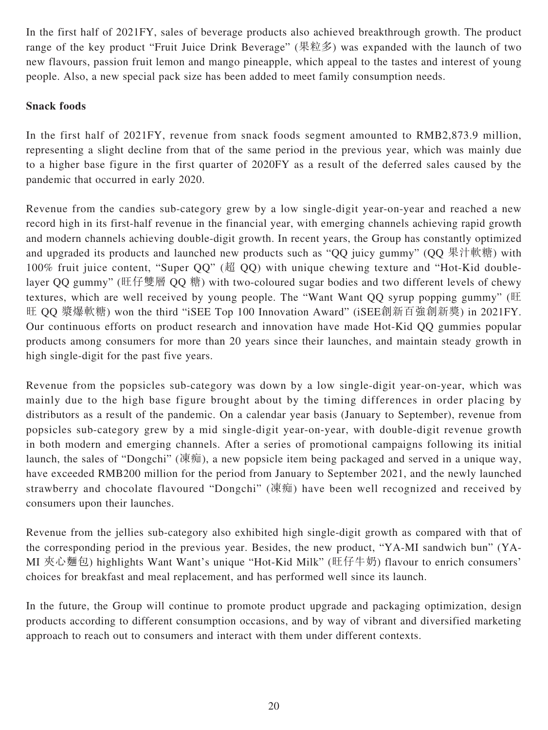In the first half of 2021FY, sales of beverage products also achieved breakthrough growth. The product range of the key product "Fruit Juice Drink Beverage" (果粒多) was expanded with the launch of two new flavours, passion fruit lemon and mango pineapple, which appeal to the tastes and interest of young people. Also, a new special pack size has been added to meet family consumption needs.

**Snack foods**

In the first half of 2021FY, revenue from snack foods segment amounted to RMB2,873.9 million, representing a slight decline from that of the same period in the previous year, which was mainly due to a higher base figure in the first quarter of 2020FY as a result of the deferred sales caused by the pandemic that occurred in early 2020.

Revenue from the candies sub-category grew by a low single-digit year-on-year and reached a new record high in its first-half revenue in the financial year, with emerging channels achieving rapid growth and modern channels achieving double-digit growth. In recent years, the Group has constantly optimized and upgraded its products and launched new products such as "QQ juicy gummy" (QQ 果汁軟糖) with 100% fruit juice content, "Super QQ" (超 QQ) with unique chewing texture and "Hot-Kid double-layer QQ gummy" (旺仔雙層 QQ 糖) with two-coloured sugar bodies and two different levels of chewy textures, which are well received by young people. The "Want Want QQ syrup popping gummy" (旺旺 QQ 漿爆軟糖) won the third "iSEE Top 100 Innovation Award" (iSEE創新百強創新獎) in 2021FY. Our continuous efforts on product research and innovation have made Hot-Kid QQ gummies popular products among consumers for more than 20 years since their launches, and maintain steady growth in high single-digit for the past five years.

Revenue from the popsicles sub-category was down by a low single-digit year-on-year, which was mainly due to the high base figure brought about by the timing differences in order placing by distributors as a result of the pandemic. On a calendar year basis (January to September), revenue from popsicles sub-category grew by a mid single-digit year-on-year, with double-digit revenue growth in both modern and emerging channels. After a series of promotional campaigns following its initial launch, the sales of "Dongchi" (凍痴), a new popsicle item being packaged and served in a unique way, have exceeded RMB200 million for the period from January to September 2021, and the newly launched strawberry and chocolate flavoured "Dongchi" (凍痴) have been well recognized and received by consumers upon their launches.

Revenue from the jellies sub-category also exhibited high single-digit growth as compared with that of the corresponding period in the previous year. Besides, the new product, "YA-MI sandwich bun" (YA-MI 夾心麵包) highlights Want Want's unique "Hot-Kid Milk" (旺仔牛奶) flavour to enrich consumers' choices for breakfast and meal replacement, and has performed well since its launch.

In the future, the Group will continue to promote product upgrade and packaging optimization, design products according to different consumption occasions, and by way of vibrant and diversified marketing approach to reach out to consumers and interact with them under different contexts.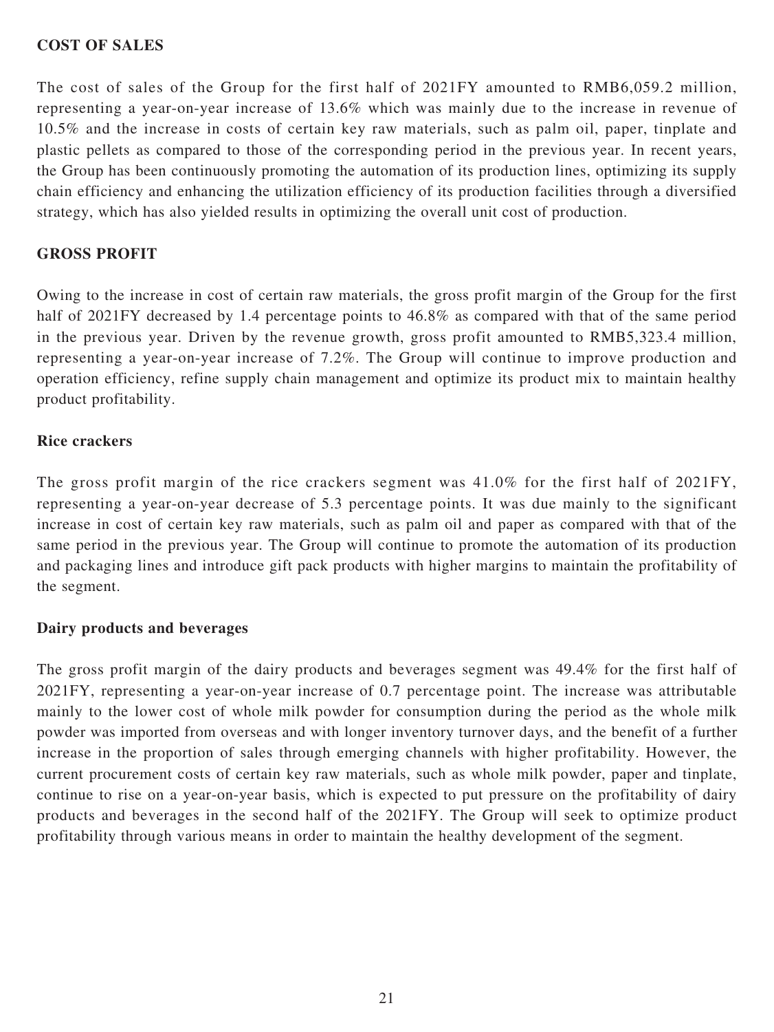**COST OF SALES**

The cost of sales of the Group for the first half of 2021FY amounted to RMB6,059.2 million, representing a year-on-year increase of 13.6% which was mainly due to the increase in revenue of 10.5% and the increase in costs of certain key raw materials, such as palm oil, paper, tinplate and plastic pellets as compared to those of the corresponding period in the previous year. In recent years, the Group has been continuously promoting the automation of its production lines, optimizing its supply chain efficiency and enhancing the utilization efficiency of its production facilities through a diversified strategy, which has also yielded results in optimizing the overall unit cost of production.

**GROSS PROFIT**

Owing to the increase in cost of certain raw materials, the gross profit margin of the Group for the first half of 2021FY decreased by 1.4 percentage points to 46.8% as compared with that of the same period in the previous year. Driven by the revenue growth, gross profit amounted to RMB5,323.4 million, representing a year-on-year increase of 7.2%. The Group will continue to improve production and operation efficiency, refine supply chain management and optimize its product mix to maintain healthy product profitability.

**Rice crackers**

The gross profit margin of the rice crackers segment was 41.0% for the first half of 2021FY, representing a year-on-year decrease of 5.3 percentage points. It was due mainly to the significant increase in cost of certain key raw materials, such as palm oil and paper as compared with that of the same period in the previous year. The Group will continue to promote the automation of its production and packaging lines and introduce gift pack products with higher margins to maintain the profitability of the segment.

**Dairy products and beverages**

The gross profit margin of the dairy products and beverages segment was 49.4% for the first half of 2021FY, representing a year-on-year increase of 0.7 percentage point. The increase was attributable mainly to the lower cost of whole milk powder for consumption during the period as the whole milk powder was imported from overseas and with longer inventory turnover days, and the benefit of a further increase in the proportion of sales through emerging channels with higher profitability. However, the current procurement costs of certain key raw materials, such as whole milk powder, paper and tinplate, continue to rise on a year-on-year basis, which is expected to put pressure on the profitability of dairy products and beverages in the second half of the 2021FY. The Group will seek to optimize product profitability through various means in order to maintain the healthy development of the segment.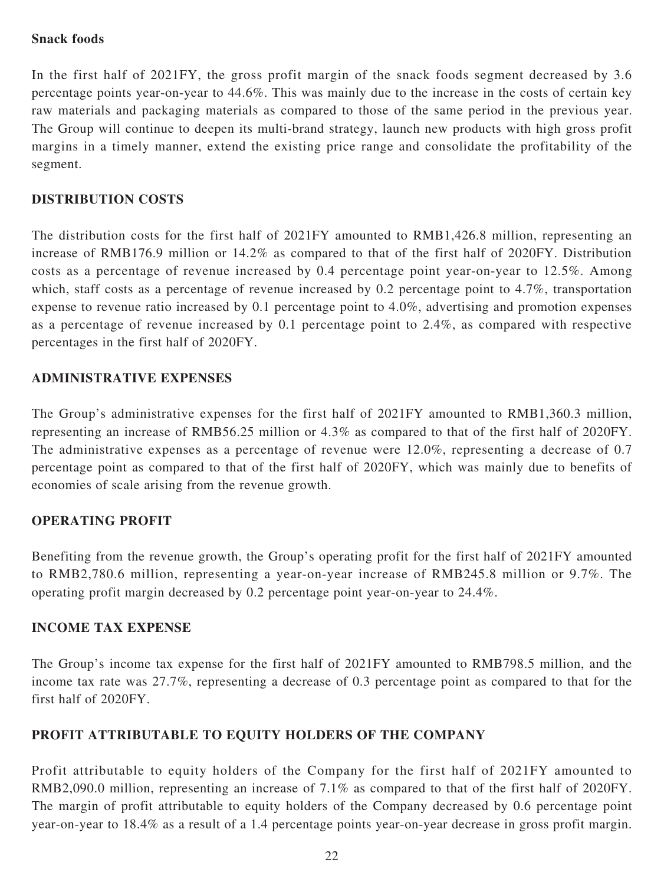**Snack foods**

In the first half of 2021FY, the gross profit margin of the snack foods segment decreased by 3.6 percentage points year-on-year to 44.6%. This was mainly due to the increase in the costs of certain key raw materials and packaging materials as compared to those of the same period in the previous year. The Group will continue to deepen its multi-brand strategy, launch new products with high gross profit margins in a timely manner, extend the existing price range and consolidate the profitability of the segment.

## DISTRIBUTION COSTS

The distribution costs for the first half of 2021FY amounted to RMB1,426.8 million, representing an increase of RMB176.9 million or 14.2% as compared to that of the first half of 2020FY. Distribution costs as a percentage of revenue increased by 0.4 percentage point year-on-year to 12.5%. Among which, staff costs as a percentage of revenue increased by 0.2 percentage point to 4.7%, transportation expense to revenue ratio increased by 0.1 percentage point to 4.0%, advertising and promotion expenses as a percentage of revenue increased by 0.1 percentage point to 2.4%, as compared with respective percentages in the first half of 2020FY.

## ADMINISTRATIVE EXPENSES

The Group's administrative expenses for the first half of 2021FY amounted to RMB1,360.3 million, representing an increase of RMB56.25 million or 4.3% as compared to that of the first half of 2020FY. The administrative expenses as a percentage of revenue were 12.0%, representing a decrease of 0.7 percentage point as compared to that of the first half of 2020FY, which was mainly due to benefits of economies of scale arising from the revenue growth.

## OPERATING PROFIT

Benefiting from the revenue growth, the Group's operating profit for the first half of 2021FY amounted to RMB2,780.6 million, representing a year-on-year increase of RMB245.8 million or 9.7%. The operating profit margin decreased by 0.2 percentage point year-on-year to 24.4%.

## INCOME TAX EXPENSE

The Group's income tax expense for the first half of 2021FY amounted to RMB798.5 million, and the income tax rate was 27.7%, representing a decrease of 0.3 percentage point as compared to that for the first half of 2020FY.

## PROFIT ATTRIBUTABLE TO EQUITY HOLDERS OF THE COMPANY

Profit attributable to equity holders of the Company for the first half of 2021FY amounted to RMB2,090.0 million, representing an increase of 7.1% as compared to that of the first half of 2020FY. The margin of profit attributable to equity holders of the Company decreased by 0.6 percentage point year-on-year to 18.4% as a result of a 1.4 percentage points year-on-year decrease in gross profit margin.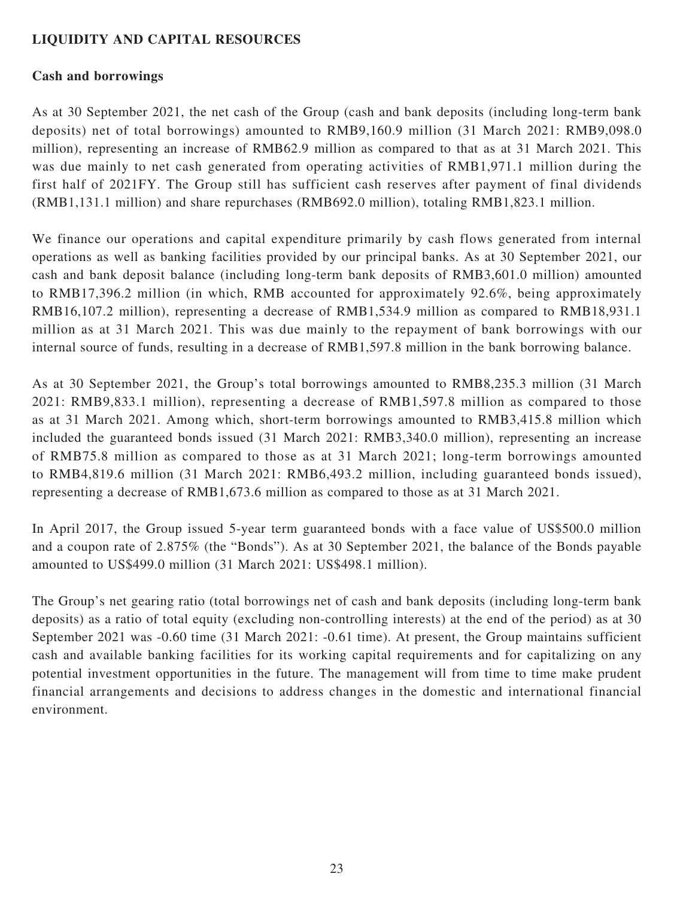## LIQUIDITY AND CAPITAL RESOURCES

### Cash and borrowings

As at 30 September 2021, the net cash of the Group (cash and bank deposits (including long-term bank deposits) net of total borrowings) amounted to RMB9,160.9 million (31 March 2021: RMB9,098.0 million), representing an increase of RMB62.9 million as compared to that as at 31 March 2021. This was due mainly to net cash generated from operating activities of RMB1,971.1 million during the first half of 2021FY. The Group still has sufficient cash reserves after payment of final dividends (RMB1,131.1 million) and share repurchases (RMB692.0 million), totaling RMB1,823.1 million.

We finance our operations and capital expenditure primarily by cash flows generated from internal operations as well as banking facilities provided by our principal banks. As at 30 September 2021, our cash and bank deposit balance (including long-term bank deposits of RMB3,601.0 million) amounted to RMB17,396.2 million (in which, RMB accounted for approximately 92.6%, being approximately RMB16,107.2 million), representing a decrease of RMB1,534.9 million as compared to RMB18,931.1 million as at 31 March 2021. This was due mainly to the repayment of bank borrowings with our internal source of funds, resulting in a decrease of RMB1,597.8 million in the bank borrowing balance.

As at 30 September 2021, the Group's total borrowings amounted to RMB8,235.3 million (31 March 2021: RMB9,833.1 million), representing a decrease of RMB1,597.8 million as compared to those as at 31 March 2021. Among which, short-term borrowings amounted to RMB3,415.8 million which included the guaranteed bonds issued (31 March 2021: RMB3,340.0 million), representing an increase of RMB75.8 million as compared to those as at 31 March 2021; long-term borrowings amounted to RMB4,819.6 million (31 March 2021: RMB6,493.2 million, including guaranteed bonds issued), representing a decrease of RMB1,673.6 million as compared to those as at 31 March 2021.

In April 2017, the Group issued 5-year term guaranteed bonds with a face value of US$500.0 million and a coupon rate of 2.875% (the "Bonds"). As at 30 September 2021, the balance of the Bonds payable amounted to US$499.0 million (31 March 2021: US$498.1 million).

The Group's net gearing ratio (total borrowings net of cash and bank deposits (including long-term bank deposits) as a ratio of total equity (excluding non-controlling interests) at the end of the period) as at 30 September 2021 was -0.60 time (31 March 2021: -0.61 time). At present, the Group maintains sufficient cash and available banking facilities for its working capital requirements and for capitalizing on any potential investment opportunities in the future. The management will from time to time make prudent financial arrangements and decisions to address changes in the domestic and international financial environment.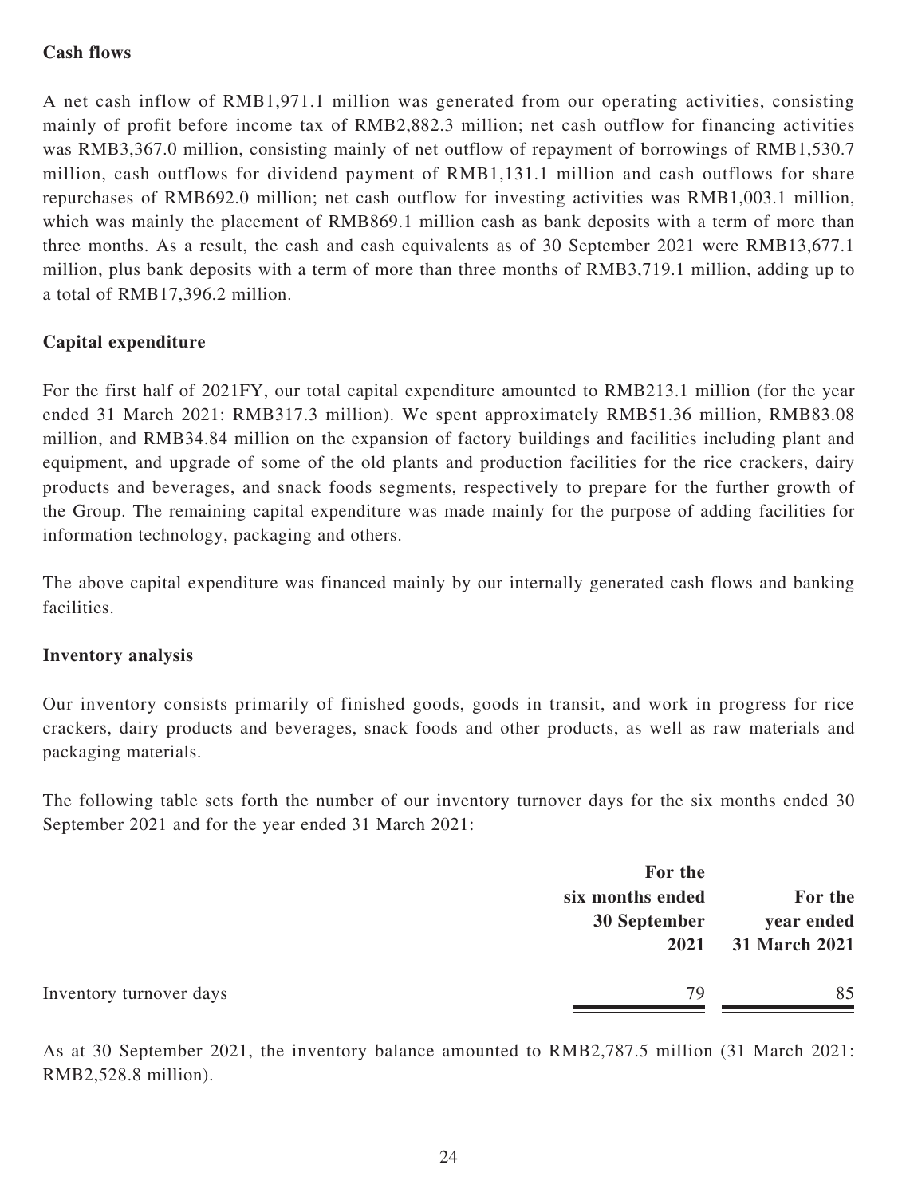**Cash flows**

A net cash inflow of RMB1,971.1 million was generated from our operating activities, consisting mainly of profit before income tax of RMB2,882.3 million; net cash outflow for financing activities was RMB3,367.0 million, consisting mainly of net outflow of repayment of borrowings of RMB1,530.7 million, cash outflows for dividend payment of RMB1,131.1 million and cash outflows for share repurchases of RMB692.0 million; net cash outflow for investing activities was RMB1,003.1 million, which was mainly the placement of RMB869.1 million cash as bank deposits with a term of more than three months. As a result, the cash and cash equivalents as of 30 September 2021 were RMB13,677.1 million, plus bank deposits with a term of more than three months of RMB3,719.1 million, adding up to a total of RMB17,396.2 million.

**Capital expenditure**

For the first half of 2021FY, our total capital expenditure amounted to RMB213.1 million (for the year ended 31 March 2021: RMB317.3 million). We spent approximately RMB51.36 million, RMB83.08 million, and RMB34.84 million on the expansion of factory buildings and facilities including plant and equipment, and upgrade of some of the old plants and production facilities for the rice crackers, dairy products and beverages, and snack foods segments, respectively to prepare for the further growth of the Group. The remaining capital expenditure was made mainly for the purpose of adding facilities for information technology, packaging and others.

The above capital expenditure was financed mainly by our internally generated cash flows and banking facilities.

**Inventory analysis**

Our inventory consists primarily of finished goods, goods in transit, and work in progress for rice crackers, dairy products and beverages, snack foods and other products, as well as raw materials and packaging materials.

The following table sets forth the number of our inventory turnover days for the six months ended 30 September 2021 and for the year ended 31 March 2021:

| | For the six months ended 30 September 2021 | For the year ended 31 March 2021 |
|---|---|---|
| Inventory turnover days | 79 | 85 |

As at 30 September 2021, the inventory balance amounted to RMB2,787.5 million (31 March 2021: RMB2,528.8 million).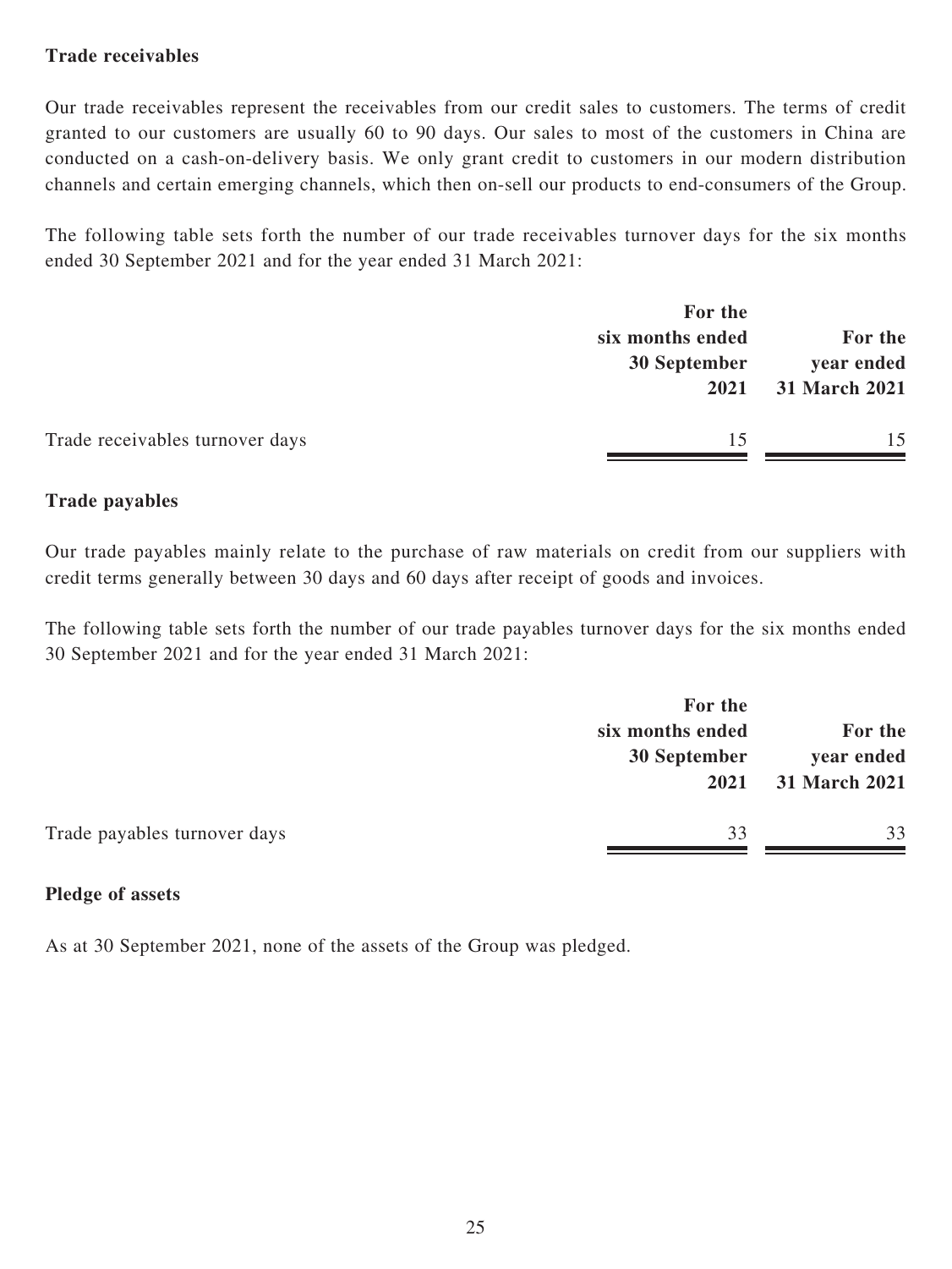**Trade receivables**

Our trade receivables represent the receivables from our credit sales to customers. The terms of credit granted to our customers are usually 60 to 90 days. Our sales to most of the customers in China are conducted on a cash-on-delivery basis. We only grant credit to customers in our modern distribution channels and certain emerging channels, which then on-sell our products to end-consumers of the Group.

The following table sets forth the number of our trade receivables turnover days for the six months ended 30 September 2021 and for the year ended 31 March 2021:

| | For the six months ended 30 September 2021 | For the year ended 31 March 2021 |
|---|---|---|
| Trade receivables turnover days | 15 | 15 |

**Trade payables**

Our trade payables mainly relate to the purchase of raw materials on credit from our suppliers with credit terms generally between 30 days and 60 days after receipt of goods and invoices.

The following table sets forth the number of our trade payables turnover days for the six months ended 30 September 2021 and for the year ended 31 March 2021:

| | For the six months ended 30 September 2021 | For the year ended 31 March 2021 |
|---|---|---|
| Trade payables turnover days | 33 | 33 |

**Pledge of assets**

As at 30 September 2021, none of the assets of the Group was pledged.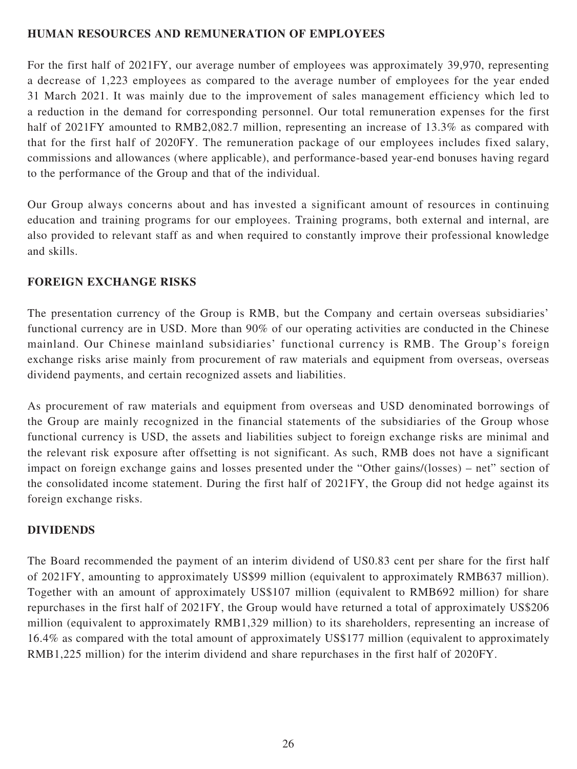## HUMAN RESOURCES AND REMUNERATION OF EMPLOYEES

For the first half of 2021FY, our average number of employees was approximately 39,970, representing a decrease of 1,223 employees as compared to the average number of employees for the year ended 31 March 2021. It was mainly due to the improvement of sales management efficiency which led to a reduction in the demand for corresponding personnel. Our total remuneration expenses for the first half of 2021FY amounted to RMB2,082.7 million, representing an increase of 13.3% as compared with that for the first half of 2020FY. The remuneration package of our employees includes fixed salary, commissions and allowances (where applicable), and performance-based year-end bonuses having regard to the performance of the Group and that of the individual.

Our Group always concerns about and has invested a significant amount of resources in continuing education and training programs for our employees. Training programs, both external and internal, are also provided to relevant staff as and when required to constantly improve their professional knowledge and skills.

## FOREIGN EXCHANGE RISKS

The presentation currency of the Group is RMB, but the Company and certain overseas subsidiaries' functional currency are in USD. More than 90% of our operating activities are conducted in the Chinese mainland. Our Chinese mainland subsidiaries' functional currency is RMB. The Group's foreign exchange risks arise mainly from procurement of raw materials and equipment from overseas, overseas dividend payments, and certain recognized assets and liabilities.

As procurement of raw materials and equipment from overseas and USD denominated borrowings of the Group are mainly recognized in the financial statements of the subsidiaries of the Group whose functional currency is USD, the assets and liabilities subject to foreign exchange risks are minimal and the relevant risk exposure after offsetting is not significant. As such, RMB does not have a significant impact on foreign exchange gains and losses presented under the "Other gains/(losses) – net" section of the consolidated income statement. During the first half of 2021FY, the Group did not hedge against its foreign exchange risks.

## DIVIDENDS

The Board recommended the payment of an interim dividend of US0.83 cent per share for the first half of 2021FY, amounting to approximately US$99 million (equivalent to approximately RMB637 million). Together with an amount of approximately US$107 million (equivalent to RMB692 million) for share repurchases in the first half of 2021FY, the Group would have returned a total of approximately US$206 million (equivalent to approximately RMB1,329 million) to its shareholders, representing an increase of 16.4% as compared with the total amount of approximately US$177 million (equivalent to approximately RMB1,225 million) for the interim dividend and share repurchases in the first half of 2020FY.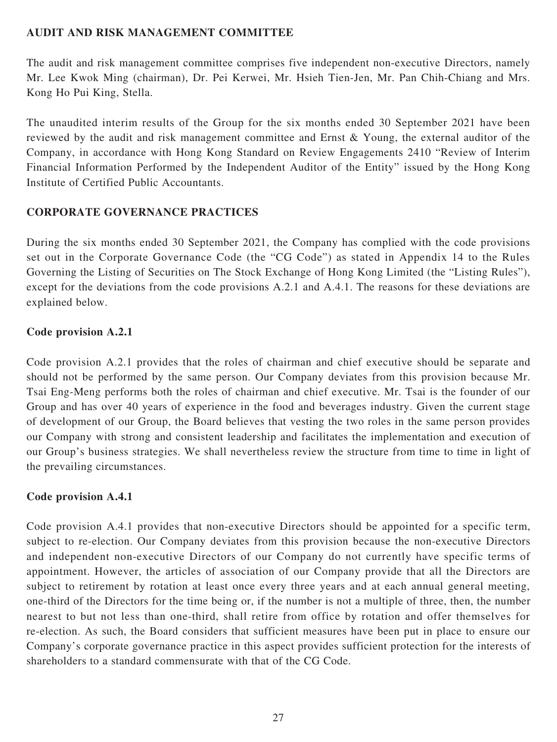## AUDIT AND RISK MANAGEMENT COMMITTEE

The audit and risk management committee comprises five independent non-executive Directors, namely Mr. Lee Kwok Ming (chairman), Dr. Pei Kerwei, Mr. Hsieh Tien-Jen, Mr. Pan Chih-Chiang and Mrs. Kong Ho Pui King, Stella.

The unaudited interim results of the Group for the six months ended 30 September 2021 have been reviewed by the audit and risk management committee and Ernst & Young, the external auditor of the Company, in accordance with Hong Kong Standard on Review Engagements 2410 "Review of Interim Financial Information Performed by the Independent Auditor of the Entity" issued by the Hong Kong Institute of Certified Public Accountants.

## CORPORATE GOVERNANCE PRACTICES

During the six months ended 30 September 2021, the Company has complied with the code provisions set out in the Corporate Governance Code (the "CG Code") as stated in Appendix 14 to the Rules Governing the Listing of Securities on The Stock Exchange of Hong Kong Limited (the "Listing Rules"), except for the deviations from the code provisions A.2.1 and A.4.1. The reasons for these deviations are explained below.

### Code provision A.2.1

Code provision A.2.1 provides that the roles of chairman and chief executive should be separate and should not be performed by the same person. Our Company deviates from this provision because Mr. Tsai Eng-Meng performs both the roles of chairman and chief executive. Mr. Tsai is the founder of our Group and has over 40 years of experience in the food and beverages industry. Given the current stage of development of our Group, the Board believes that vesting the two roles in the same person provides our Company with strong and consistent leadership and facilitates the implementation and execution of our Group's business strategies. We shall nevertheless review the structure from time to time in light of the prevailing circumstances.

### Code provision A.4.1

Code provision A.4.1 provides that non-executive Directors should be appointed for a specific term, subject to re-election. Our Company deviates from this provision because the non-executive Directors and independent non-executive Directors of our Company do not currently have specific terms of appointment. However, the articles of association of our Company provide that all the Directors are subject to retirement by rotation at least once every three years and at each annual general meeting, one-third of the Directors for the time being or, if the number is not a multiple of three, then, the number nearest to but not less than one-third, shall retire from office by rotation and offer themselves for re-election. As such, the Board considers that sufficient measures have been put in place to ensure our Company's corporate governance practice in this aspect provides sufficient protection for the interests of shareholders to a standard commensurate with that of the CG Code.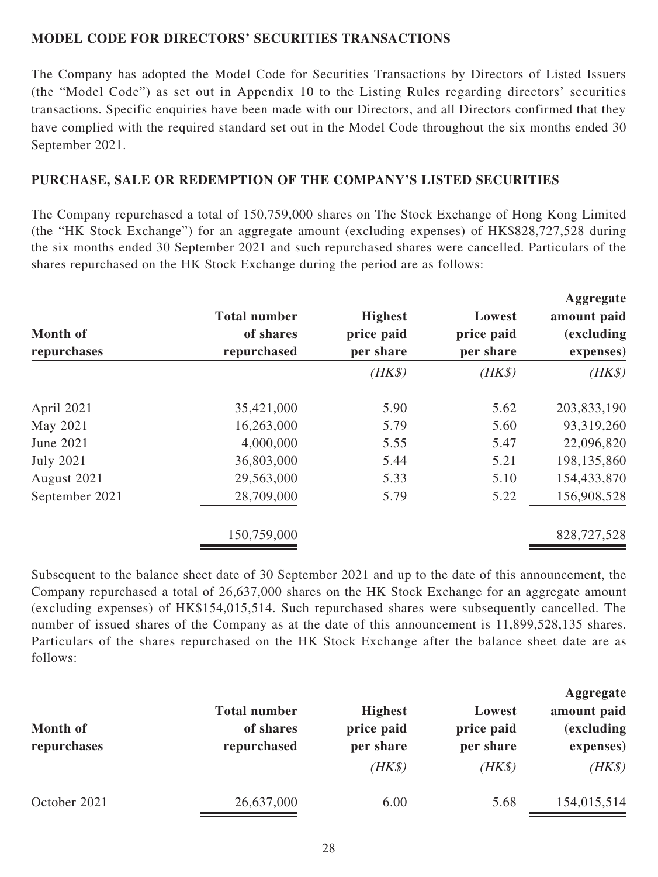## MODEL CODE FOR DIRECTORS' SECURITIES TRANSACTIONS

The Company has adopted the Model Code for Securities Transactions by Directors of Listed Issuers (the "Model Code") as set out in Appendix 10 to the Listing Rules regarding directors' securities transactions. Specific enquiries have been made with our Directors, and all Directors confirmed that they have complied with the required standard set out in the Model Code throughout the six months ended 30 September 2021.

## PURCHASE, SALE OR REDEMPTION OF THE COMPANY'S LISTED SECURITIES

The Company repurchased a total of 150,759,000 shares on The Stock Exchange of Hong Kong Limited (the "HK Stock Exchange") for an aggregate amount (excluding expenses) of HK$828,727,528 during the six months ended 30 September 2021 and such repurchased shares were cancelled. Particulars of the shares repurchased on the HK Stock Exchange during the period are as follows:

| Month of repurchases | Total number of shares repurchased | Highest price paid per share | Lowest price paid per share | Aggregate amount paid (excluding expenses) |
|---|---|---|---|---|
| | | *(HK$)* | *(HK$)* | *(HK$)* |
| April 2021 | 35,421,000 | 5.90 | 5.62 | 203,833,190 |
| May 2021 | 16,263,000 | 5.79 | 5.60 | 93,319,260 |
| June 2021 | 4,000,000 | 5.55 | 5.47 | 22,096,820 |
| July 2021 | 36,803,000 | 5.44 | 5.21 | 198,135,860 |
| August 2021 | 29,563,000 | 5.33 | 5.10 | 154,433,870 |
| September 2021 | 28,709,000 | 5.79 | 5.22 | 156,908,528 |
| | 150,759,000 | | | 828,727,528 |

Subsequent to the balance sheet date of 30 September 2021 and up to the date of this announcement, the Company repurchased a total of 26,637,000 shares on the HK Stock Exchange for an aggregate amount (excluding expenses) of HK$154,015,514. Such repurchased shares were subsequently cancelled. The number of issued shares of the Company as at the date of this announcement is 11,899,528,135 shares. Particulars of the shares repurchased on the HK Stock Exchange after the balance sheet date are as follows:

| Month of repurchases | Total number of shares repurchased | Highest price paid per share | Lowest price paid per share | Aggregate amount paid (excluding expenses) |
|---|---|---|---|---|
| | | *(HK$)* | *(HK$)* | *(HK$)* |
| October 2021 | 26,637,000 | 6.00 | 5.68 | 154,015,514 |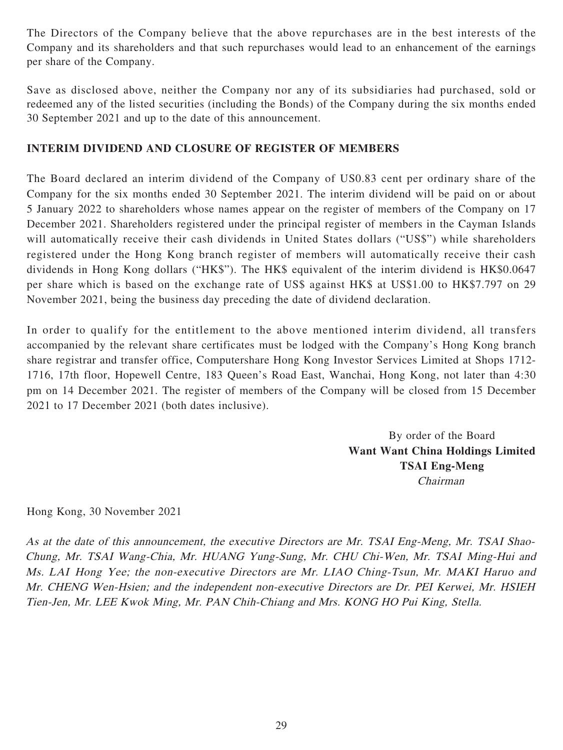The Directors of the Company believe that the above repurchases are in the best interests of the Company and its shareholders and that such repurchases would lead to an enhancement of the earnings per share of the Company.

Save as disclosed above, neither the Company nor any of its subsidiaries had purchased, sold or redeemed any of the listed securities (including the Bonds) of the Company during the six months ended 30 September 2021 and up to the date of this announcement.

## INTERIM DIVIDEND AND CLOSURE OF REGISTER OF MEMBERS

The Board declared an interim dividend of the Company of US0.83 cent per ordinary share of the Company for the six months ended 30 September 2021. The interim dividend will be paid on or about 5 January 2022 to shareholders whose names appear on the register of members of the Company on 17 December 2021. Shareholders registered under the principal register of members in the Cayman Islands will automatically receive their cash dividends in United States dollars ("US$") while shareholders registered under the Hong Kong branch register of members will automatically receive their cash dividends in Hong Kong dollars ("HK$"). The HK$ equivalent of the interim dividend is HK$0.0647 per share which is based on the exchange rate of US$ against HK$ at US$1.00 to HK$7.797 on 29 November 2021, being the business day preceding the date of dividend declaration.

In order to qualify for the entitlement to the above mentioned interim dividend, all transfers accompanied by the relevant share certificates must be lodged with the Company's Hong Kong branch share registrar and transfer office, Computershare Hong Kong Investor Services Limited at Shops 1712-1716, 17th floor, Hopewell Centre, 183 Queen's Road East, Wanchai, Hong Kong, not later than 4:30 pm on 14 December 2021. The register of members of the Company will be closed from 15 December 2021 to 17 December 2021 (both dates inclusive).

By order of the Board
**Want Want China Holdings Limited**
**TSAI Eng-Meng**
*Chairman*

Hong Kong, 30 November 2021

*As at the date of this announcement, the executive Directors are Mr. TSAI Eng-Meng, Mr. TSAI Shao-Chung, Mr. TSAI Wang-Chia, Mr. HUANG Yung-Sung, Mr. CHU Chi-Wen, Mr. TSAI Ming-Hui and Ms. LAI Hong Yee; the non-executive Directors are Mr. LIAO Ching-Tsun, Mr. MAKI Haruo and Mr. CHENG Wen-Hsien; and the independent non-executive Directors are Dr. PEI Kerwei, Mr. HSIEH Tien-Jen, Mr. LEE Kwok Ming, Mr. PAN Chih-Chiang and Mrs. KONG HO Pui King, Stella.*